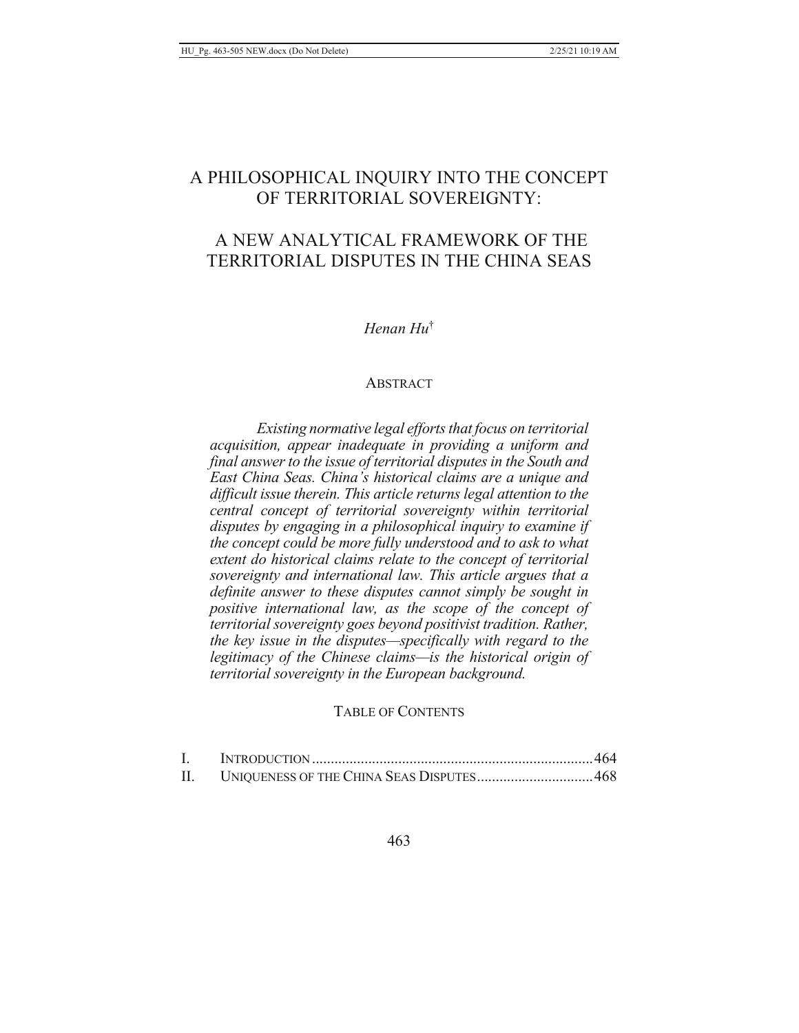# A PHILOSOPHICAL INQUIRY INTO THE CONCEPT OF TERRITORIAL SOVEREIGNTY:

## A NEW ANALYTICAL FRAMEWORK OF THE TERRITORIAL DISPUTES IN THE CHINA SEAS

*Henan Hu*[†]

### ABSTRACT

*Existing normative legal efforts that focus on territorial acquisition, appear inadequate in providing a uniform and final answer to the issue of territorial disputes in the South and East China Seas. China's historical claims are a unique and difficult issue therein. This article returns legal attention to the central concept of territorial sovereignty within territorial disputes by engaging in a philosophical inquiry to examine if the concept could be more fully understood and to ask to what extent do historical claims relate to the concept of territorial sovereignty and international law. This article argues that a definite answer to these disputes cannot simply be sought in positive international law, as the scope of the concept of territorial sovereignty goes beyond positivist tradition. Rather, the key issue in the disputes—specifically with regard to the legitimacy of the Chinese claims—is the historical origin of territorial sovereignty in the European background.*

### TABLE OF CONTENTS

| | | |
|---|---|---|
| I. | INTRODUCTION | 464 |
| II. | UNIQUENESS OF THE CHINA SEAS DISPUTES | 468 |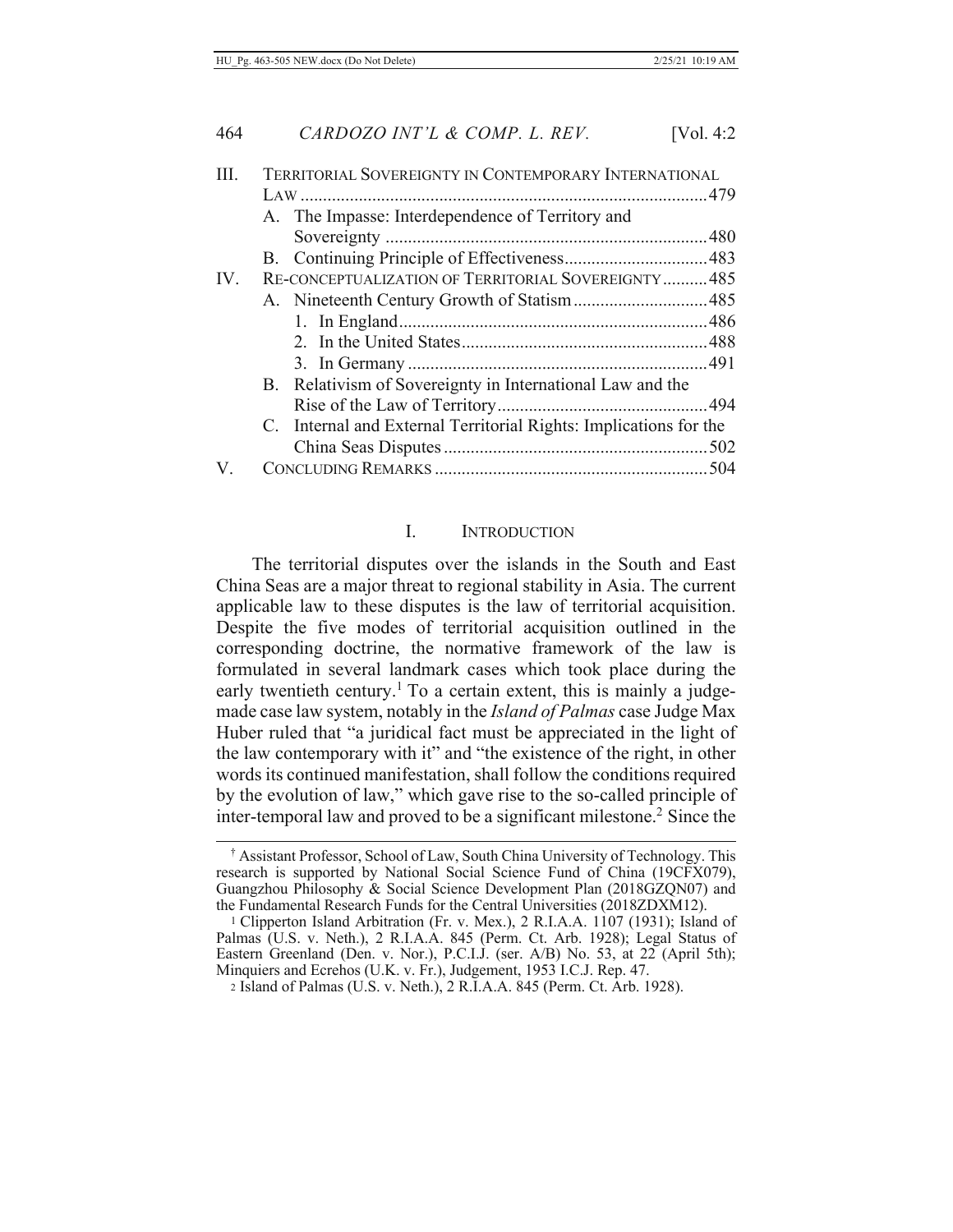| | | |
|---|---|---|
| III. | Territorial Sovereignty in Contemporary International Law | 479 |
| | A. The Impasse: Interdependence of Territory and Sovereignty | 480 |
| | B. Continuing Principle of Effectiveness | 483 |
| IV. | Re-conceptualization of Territorial Sovereignty | 485 |
| | A. Nineteenth Century Growth of Statism | 485 |
| | 1. In England | 486 |
| | 2. In the United States | 488 |
| | 3. In Germany | 491 |
| | B. Relativism of Sovereignty in International Law and the Rise of the Law of Territory | 494 |
| | C. Internal and External Territorial Rights: Implications for the China Seas Disputes | 502 |
| V. | Concluding Remarks | 504 |

## I. Introduction

The territorial disputes over the islands in the South and East China Seas are a major threat to regional stability in Asia. The current applicable law to these disputes is the law of territorial acquisition. Despite the five modes of territorial acquisition outlined in the corresponding doctrine, the normative framework of the law is formulated in several landmark cases which took place during the early twentieth century.[1] To a certain extent, this is mainly a judge-made case law system, notably in the *Island of Palmas* case Judge Max Huber ruled that "a juridical fact must be appreciated in the light of the law contemporary with it" and "the existence of the right, in other words its continued manifestation, shall follow the conditions required by the evolution of law," which gave rise to the so-called principle of inter-temporal law and proved to be a significant milestone.[2] Since the

---

† Assistant Professor, School of Law, South China University of Technology. This research is supported by National Social Science Fund of China (19CFX079), Guangzhou Philosophy & Social Science Development Plan (2018GZQN07) and the Fundamental Research Funds for the Central Universities (2018ZDXM12).

[1] Clipperton Island Arbitration (Fr. v. Mex.), 2 R.I.A.A. 1107 (1931); Island of Palmas (U.S. v. Neth.), 2 R.I.A.A. 845 (Perm. Ct. Arb. 1928); Legal Status of Eastern Greenland (Den. v. Nor.), P.C.I.J. (ser. A/B) No. 53, at 22 (April 5th); Minquiers and Ecrehos (U.K. v. Fr.), Judgement, 1953 I.C.J. Rep. 47.

[2] Island of Palmas (U.S. v. Neth.), 2 R.I.A.A. 845 (Perm. Ct. Arb. 1928).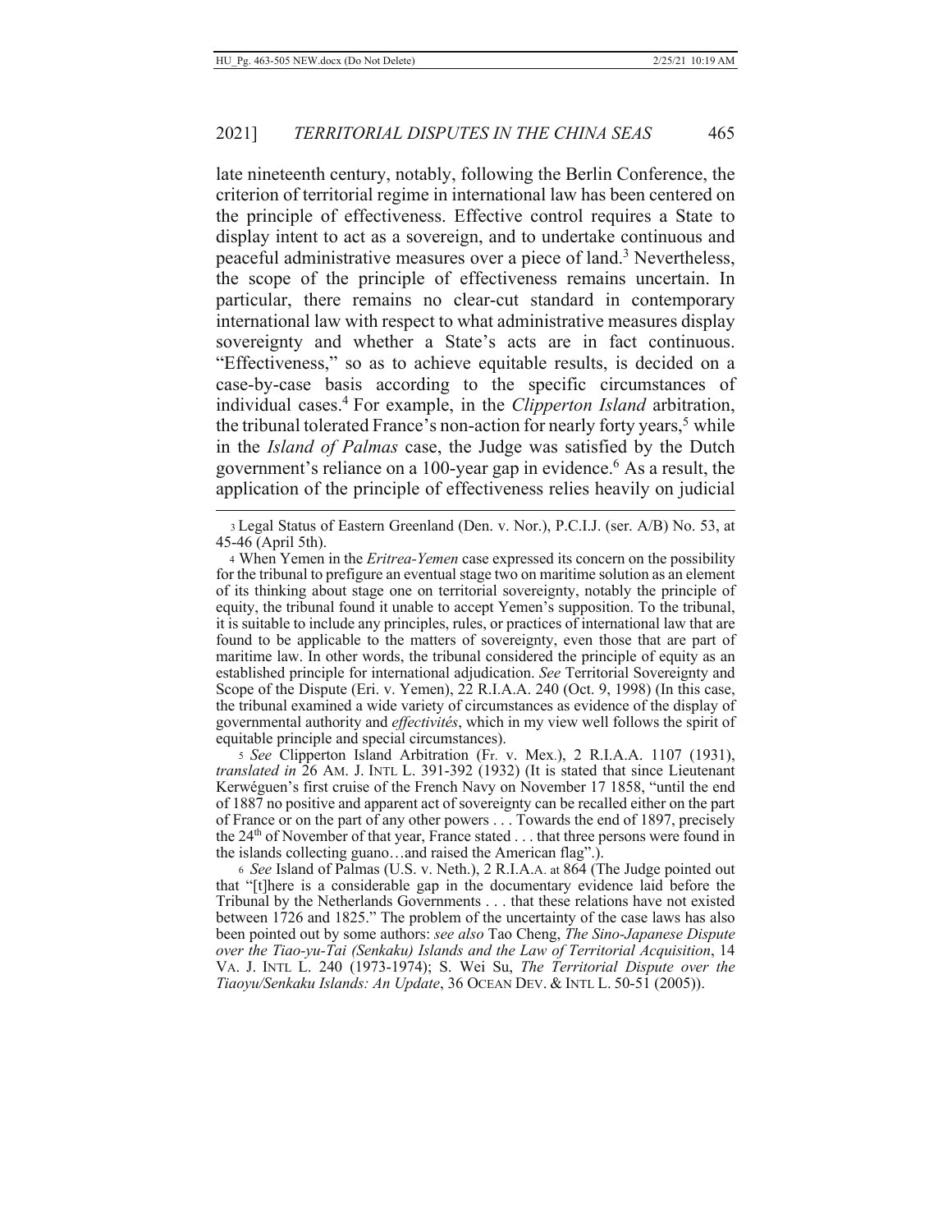late nineteenth century, notably, following the Berlin Conference, the criterion of territorial regime in international law has been centered on the principle of effectiveness. Effective control requires a State to display intent to act as a sovereign, and to undertake continuous and peaceful administrative measures over a piece of land.[3] Nevertheless, the scope of the principle of effectiveness remains uncertain. In particular, there remains no clear-cut standard in contemporary international law with respect to what administrative measures display sovereignty and whether a State's acts are in fact continuous. "Effectiveness," so as to achieve equitable results, is decided on a case-by-case basis according to the specific circumstances of individual cases.[4] For example, in the *Clipperton Island* arbitration, the tribunal tolerated France's non-action for nearly forty years,[5] while in the *Island of Palmas* case, the Judge was satisfied by the Dutch government's reliance on a 100-year gap in evidence.[6] As a result, the application of the principle of effectiveness relies heavily on judicial

[3] Legal Status of Eastern Greenland (Den. v. Nor.), P.C.I.J. (ser. A/B) No. 53, at 45-46 (April 5th).

[4] When Yemen in the *Eritrea-Yemen* case expressed its concern on the possibility for the tribunal to prefigure an eventual stage two on maritime solution as an element of its thinking about stage one on territorial sovereignty, notably the principle of equity, the tribunal found it unable to accept Yemen's supposition. To the tribunal, it is suitable to include any principles, rules, or practices of international law that are found to be applicable to the matters of sovereignty, even those that are part of maritime law. In other words, the tribunal considered the principle of equity as an established principle for international adjudication. *See* Territorial Sovereignty and Scope of the Dispute (Eri. v. Yemen), 22 R.I.A.A. 240 (Oct. 9, 1998) (In this case, the tribunal examined a wide variety of circumstances as evidence of the display of governmental authority and *effectivités*, which in my view well follows the spirit of equitable principle and special circumstances).

[5] *See* Clipperton Island Arbitration (Fr. v. Mex.), 2 R.I.A.A. 1107 (1931), *translated in* 26 AM. J. INTL L. 391-392 (1932) (It is stated that since Lieutenant Kerwéguen's first cruise of the French Navy on November 17 1858, "until the end of 1887 no positive and apparent act of sovereignty can be recalled either on the part of France or on the part of any other powers . . . Towards the end of 1897, precisely the 24th of November of that year, France stated . . . that three persons were found in the islands collecting guano…and raised the American flag".).

[6] *See* Island of Palmas (U.S. v. Neth.), 2 R.I.A.A. at 864 (The Judge pointed out that "[t]here is a considerable gap in the documentary evidence laid before the Tribunal by the Netherlands Governments . . . that these relations have not existed between 1726 and 1825." The problem of the uncertainty of the case laws has also been pointed out by some authors: *see also* Tao Cheng, *The Sino-Japanese Dispute over the Tiao-yu-Tai (Senkaku) Islands and the Law of Territorial Acquisition*, 14 VA. J. INTL L. 240 (1973-1974); S. Wei Su, *The Territorial Dispute over the Tiaoyu/Senkaku Islands: An Update*, 36 OCEAN DEV. & INTL L. 50-51 (2005)).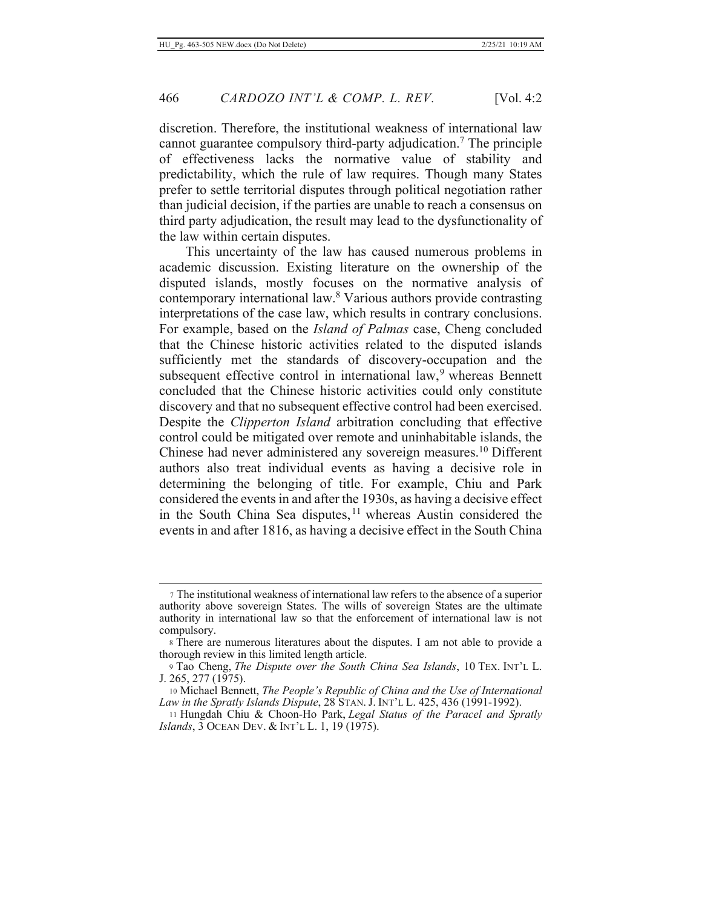discretion. Therefore, the institutional weakness of international law cannot guarantee compulsory third-party adjudication.[7] The principle of effectiveness lacks the normative value of stability and predictability, which the rule of law requires. Though many States prefer to settle territorial disputes through political negotiation rather than judicial decision, if the parties are unable to reach a consensus on third party adjudication, the result may lead to the dysfunctionality of the law within certain disputes.

This uncertainty of the law has caused numerous problems in academic discussion. Existing literature on the ownership of the disputed islands, mostly focuses on the normative analysis of contemporary international law.[8] Various authors provide contrasting interpretations of the case law, which results in contrary conclusions. For example, based on the *Island of Palmas* case, Cheng concluded that the Chinese historic activities related to the disputed islands sufficiently met the standards of discovery-occupation and the subsequent effective control in international law,[9] whereas Bennett concluded that the Chinese historic activities could only constitute discovery and that no subsequent effective control had been exercised. Despite the *Clipperton Island* arbitration concluding that effective control could be mitigated over remote and uninhabitable islands, the Chinese had never administered any sovereign measures.[10] Different authors also treat individual events as having a decisive role in determining the belonging of title. For example, Chiu and Park considered the events in and after the 1930s, as having a decisive effect in the South China Sea disputes,[11] whereas Austin considered the events in and after 1816, as having a decisive effect in the South China

---

[7] The institutional weakness of international law refers to the absence of a superior authority above sovereign States. The wills of sovereign States are the ultimate authority in international law so that the enforcement of international law is not compulsory.

[8] There are numerous literatures about the disputes. I am not able to provide a thorough review in this limited length article.

[9] Tao Cheng, *The Dispute over the South China Sea Islands*, 10 TEX. INT'L L. J. 265, 277 (1975).

[10] Michael Bennett, *The People's Republic of China and the Use of International Law in the Spratly Islands Dispute*, 28 STAN. J. INT'L L. 425, 436 (1991-1992).

[11] Hungdah Chiu & Choon-Ho Park, *Legal Status of the Paracel and Spratly Islands*, 3 OCEAN DEV. & INT'L L. 1, 19 (1975).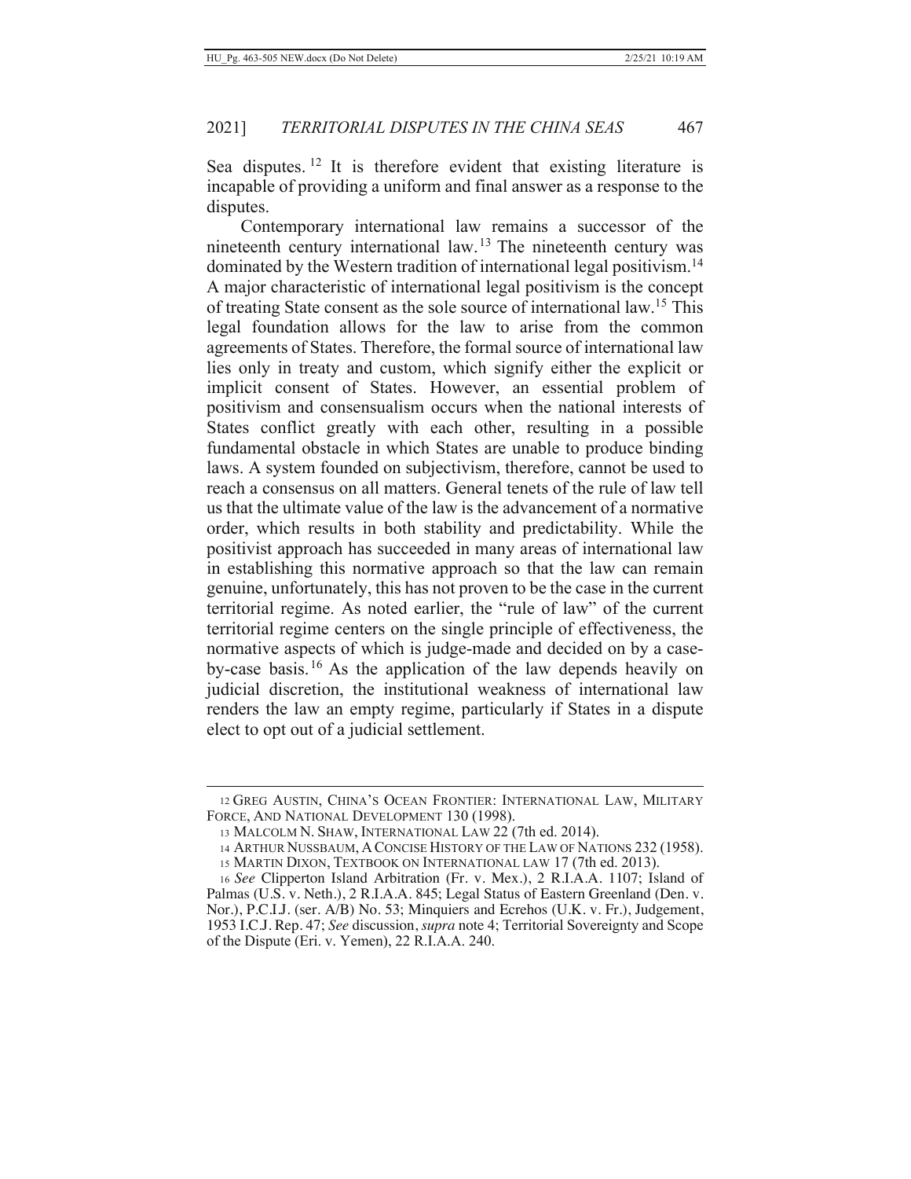Sea disputes.[12] It is therefore evident that existing literature is incapable of providing a uniform and final answer as a response to the disputes.

Contemporary international law remains a successor of the nineteenth century international law.[13] The nineteenth century was dominated by the Western tradition of international legal positivism.[14] A major characteristic of international legal positivism is the concept of treating State consent as the sole source of international law.[15] This legal foundation allows for the law to arise from the common agreements of States. Therefore, the formal source of international law lies only in treaty and custom, which signify either the explicit or implicit consent of States. However, an essential problem of positivism and consensualism occurs when the national interests of States conflict greatly with each other, resulting in a possible fundamental obstacle in which States are unable to produce binding laws. A system founded on subjectivism, therefore, cannot be used to reach a consensus on all matters. General tenets of the rule of law tell us that the ultimate value of the law is the advancement of a normative order, which results in both stability and predictability. While the positivist approach has succeeded in many areas of international law in establishing this normative approach so that the law can remain genuine, unfortunately, this has not proven to be the case in the current territorial regime. As noted earlier, the "rule of law" of the current territorial regime centers on the single principle of effectiveness, the normative aspects of which is judge-made and decided on by a case-by-case basis.[16] As the application of the law depends heavily on judicial discretion, the institutional weakness of international law renders the law an empty regime, particularly if States in a dispute elect to opt out of a judicial settlement.

---

12 GREG AUSTIN, CHINA'S OCEAN FRONTIER: INTERNATIONAL LAW, MILITARY FORCE, AND NATIONAL DEVELOPMENT 130 (1998).

13 MALCOLM N. SHAW, INTERNATIONAL LAW 22 (7th ed. 2014).

14 ARTHUR NUSSBAUM, A CONCISE HISTORY OF THE LAW OF NATIONS 232 (1958).

15 MARTIN DIXON, TEXTBOOK ON INTERNATIONAL LAW 17 (7th ed. 2013).

16 *See* Clipperton Island Arbitration (Fr. v. Mex.), 2 R.I.A.A. 1107; Island of Palmas (U.S. v. Neth.), 2 R.I.A.A. 845; Legal Status of Eastern Greenland (Den. v. Nor.), P.C.I.J. (ser. A/B) No. 53; Minquiers and Ecrehos (U.K. v. Fr.), Judgement, 1953 I.C.J. Rep. 47; *See* discussion, *supra* note 4; Territorial Sovereignty and Scope of the Dispute (Eri. v. Yemen), 22 R.I.A.A. 240.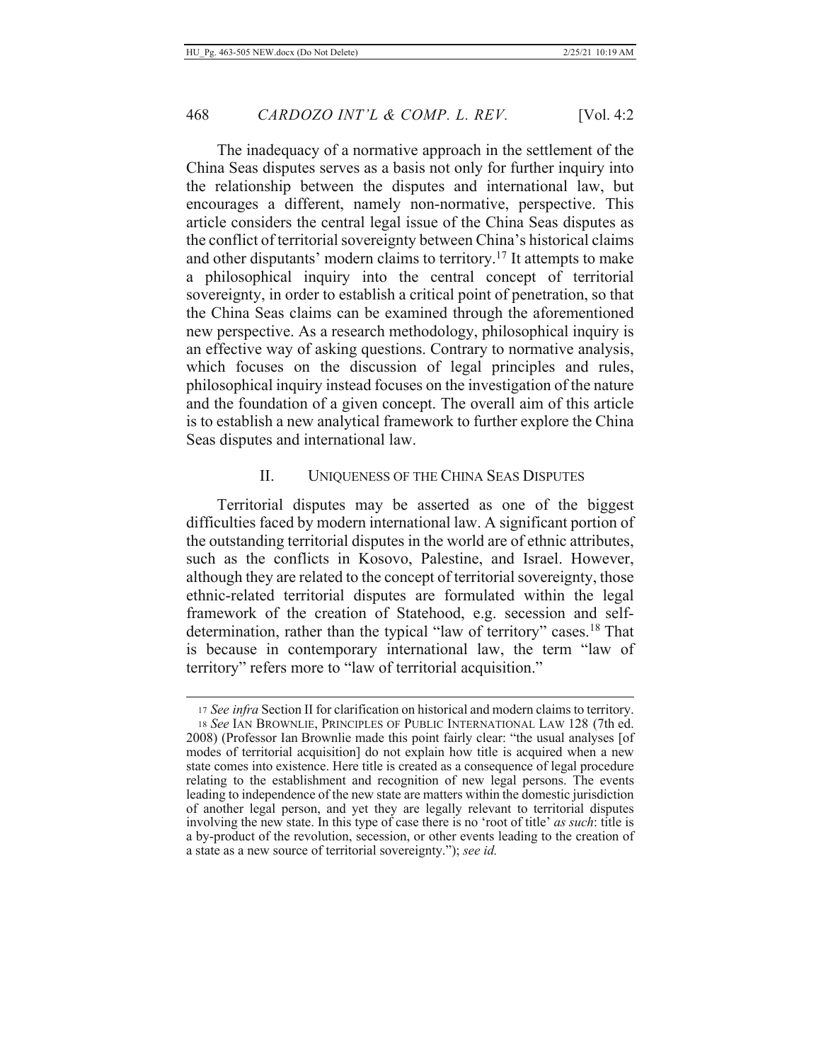The inadequacy of a normative approach in the settlement of the China Seas disputes serves as a basis not only for further inquiry into the relationship between the disputes and international law, but encourages a different, namely non-normative, perspective. This article considers the central legal issue of the China Seas disputes as the conflict of territorial sovereignty between China's historical claims and other disputants' modern claims to territory.[17] It attempts to make a philosophical inquiry into the central concept of territorial sovereignty, in order to establish a critical point of penetration, so that the China Seas claims can be examined through the aforementioned new perspective. As a research methodology, philosophical inquiry is an effective way of asking questions. Contrary to normative analysis, which focuses on the discussion of legal principles and rules, philosophical inquiry instead focuses on the investigation of the nature and the foundation of a given concept. The overall aim of this article is to establish a new analytical framework to further explore the China Seas disputes and international law.

## II. UNIQUENESS OF THE CHINA SEAS DISPUTES

Territorial disputes may be asserted as one of the biggest difficulties faced by modern international law. A significant portion of the outstanding territorial disputes in the world are of ethnic attributes, such as the conflicts in Kosovo, Palestine, and Israel. However, although they are related to the concept of territorial sovereignty, those ethnic-related territorial disputes are formulated within the legal framework of the creation of Statehood, e.g. secession and self-determination, rather than the typical "law of territory" cases.[18] That is because in contemporary international law, the term "law of territory" refers more to "law of territorial acquisition."

---

17 *See infra* Section II for clarification on historical and modern claims to territory.

18 *See* IAN BROWNLIE, PRINCIPLES OF PUBLIC INTERNATIONAL LAW 128 (7th ed. 2008) (Professor Ian Brownlie made this point fairly clear: "the usual analyses [of modes of territorial acquisition] do not explain how title is acquired when a new state comes into existence. Here title is created as a consequence of legal procedure relating to the establishment and recognition of new legal persons. The events leading to independence of the new state are matters within the domestic jurisdiction of another legal person, and yet they are legally relevant to territorial disputes involving the new state. In this type of case there is no 'root of title' *as such*: title is a by-product of the revolution, secession, or other events leading to the creation of a state as a new source of territorial sovereignty."); *see id.*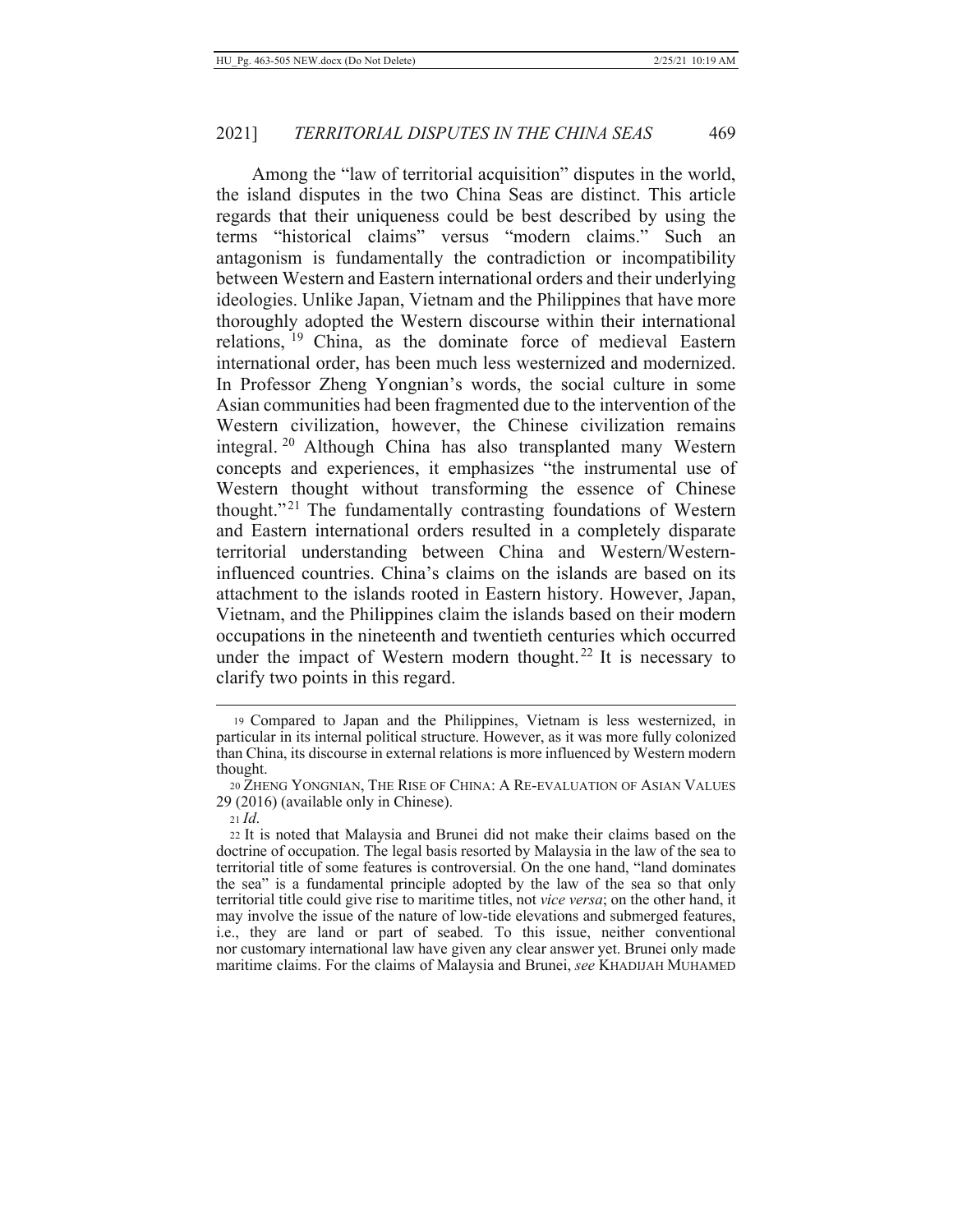Among the "law of territorial acquisition" disputes in the world, the island disputes in the two China Seas are distinct. This article regards that their uniqueness could be best described by using the terms "historical claims" versus "modern claims." Such an antagonism is fundamentally the contradiction or incompatibility between Western and Eastern international orders and their underlying ideologies. Unlike Japan, Vietnam and the Philippines that have more thoroughly adopted the Western discourse within their international relations,[19] China, as the dominate force of medieval Eastern international order, has been much less westernized and modernized. In Professor Zheng Yongnian's words, the social culture in some Asian communities had been fragmented due to the intervention of the Western civilization, however, the Chinese civilization remains integral.[20] Although China has also transplanted many Western concepts and experiences, it emphasizes "the instrumental use of Western thought without transforming the essence of Chinese thought."[21] The fundamentally contrasting foundations of Western and Eastern international orders resulted in a completely disparate territorial understanding between China and Western/Western-influenced countries. China's claims on the islands are based on its attachment to the islands rooted in Eastern history. However, Japan, Vietnam, and the Philippines claim the islands based on their modern occupations in the nineteenth and twentieth centuries which occurred under the impact of Western modern thought.[22] It is necessary to clarify two points in this regard.

---

[19] Compared to Japan and the Philippines, Vietnam is less westernized, in particular in its internal political structure. However, as it was more fully colonized than China, its discourse in external relations is more influenced by Western modern thought.

[20] ZHENG YONGNIAN, THE RISE OF CHINA: A RE-EVALUATION OF ASIAN VALUES 29 (2016) (available only in Chinese).

[21] *Id.*

[22] It is noted that Malaysia and Brunei did not make their claims based on the doctrine of occupation. The legal basis resorted by Malaysia in the law of the sea to territorial title of some features is controversial. On the one hand, "land dominates the sea" is a fundamental principle adopted by the law of the sea so that only territorial title could give rise to maritime titles, not *vice versa*; on the other hand, it may involve the issue of the nature of low-tide elevations and submerged features, i.e., they are land or part of seabed. To this issue, neither conventional nor customary international law have given any clear answer yet. Brunei only made maritime claims. For the claims of Malaysia and Brunei, *see* KHADIJAH MUHAMED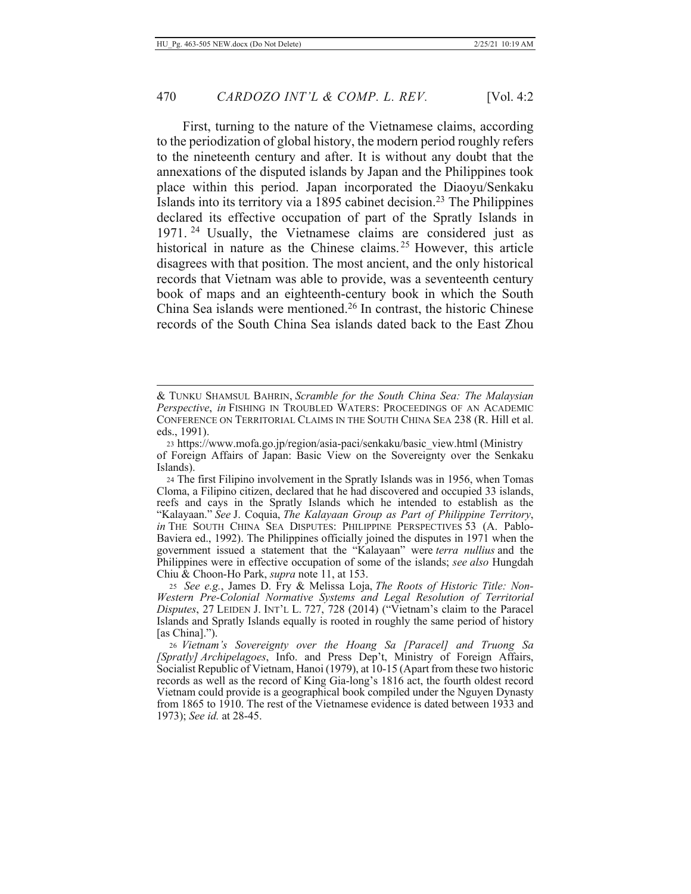First, turning to the nature of the Vietnamese claims, according to the periodization of global history, the modern period roughly refers to the nineteenth century and after. It is without any doubt that the annexations of the disputed islands by Japan and the Philippines took place within this period. Japan incorporated the Diaoyu/Senkaku Islands into its territory via a 1895 cabinet decision.[23] The Philippines declared its effective occupation of part of the Spratly Islands in 1971.[24] Usually, the Vietnamese claims are considered just as historical in nature as the Chinese claims.[25] However, this article disagrees with that position. The most ancient, and the only historical records that Vietnam was able to provide, was a seventeenth century book of maps and an eighteenth-century book in which the South China Sea islands were mentioned.[26] In contrast, the historic Chinese records of the South China Sea islands dated back to the East Zhou

---

& TUNKU SHAMSUL BAHRIN, *Scramble for the South China Sea: The Malaysian Perspective*, *in* FISHING IN TROUBLED WATERS: PROCEEDINGS OF AN ACADEMIC CONFERENCE ON TERRITORIAL CLAIMS IN THE SOUTH CHINA SEA 238 (R. Hill et al. eds., 1991).

[23] https://www.mofa.go.jp/region/asia-paci/senkaku/basic_view.html (Ministry of Foreign Affairs of Japan: Basic View on the Sovereignty over the Senkaku Islands).

[24] The first Filipino involvement in the Spratly Islands was in 1956, when Tomas Cloma, a Filipino citizen, declared that he had discovered and occupied 33 islands, reefs and cays in the Spratly Islands which he intended to establish as the "Kalayaan." *See* J. Coquia, *The Kalayaan Group as Part of Philippine Territory*, *in* THE SOUTH CHINA SEA DISPUTES: PHILIPPINE PERSPECTIVES 53 (A. Pablo-Baviera ed., 1992). The Philippines officially joined the disputes in 1971 when the government issued a statement that the "Kalayaan" were *terra nullius* and the Philippines were in effective occupation of some of the islands; *see also* Hungdah Chiu & Choon-Ho Park, *supra* note 11, at 153.

[25] *See e.g.*, James D. Fry & Melissa Loja, *The Roots of Historic Title: Non-Western Pre-Colonial Normative Systems and Legal Resolution of Territorial Disputes*, 27 LEIDEN J. INT'L L. 727, 728 (2014) ("Vietnam's claim to the Paracel Islands and Spratly Islands equally is rooted in roughly the same period of history [as China].").

[26] *Vietnam's Sovereignty over the Hoang Sa [Paracel] and Truong Sa [Spratly] Archipelagoes*, Info. and Press Dep't, Ministry of Foreign Affairs, Socialist Republic of Vietnam, Hanoi (1979), at 10-15 (Apart from these two historic records as well as the record of King Gia-long's 1816 act, the fourth oldest record Vietnam could provide is a geographical book compiled under the Nguyen Dynasty from 1865 to 1910. The rest of the Vietnamese evidence is dated between 1933 and 1973); *See id.* at 28-45.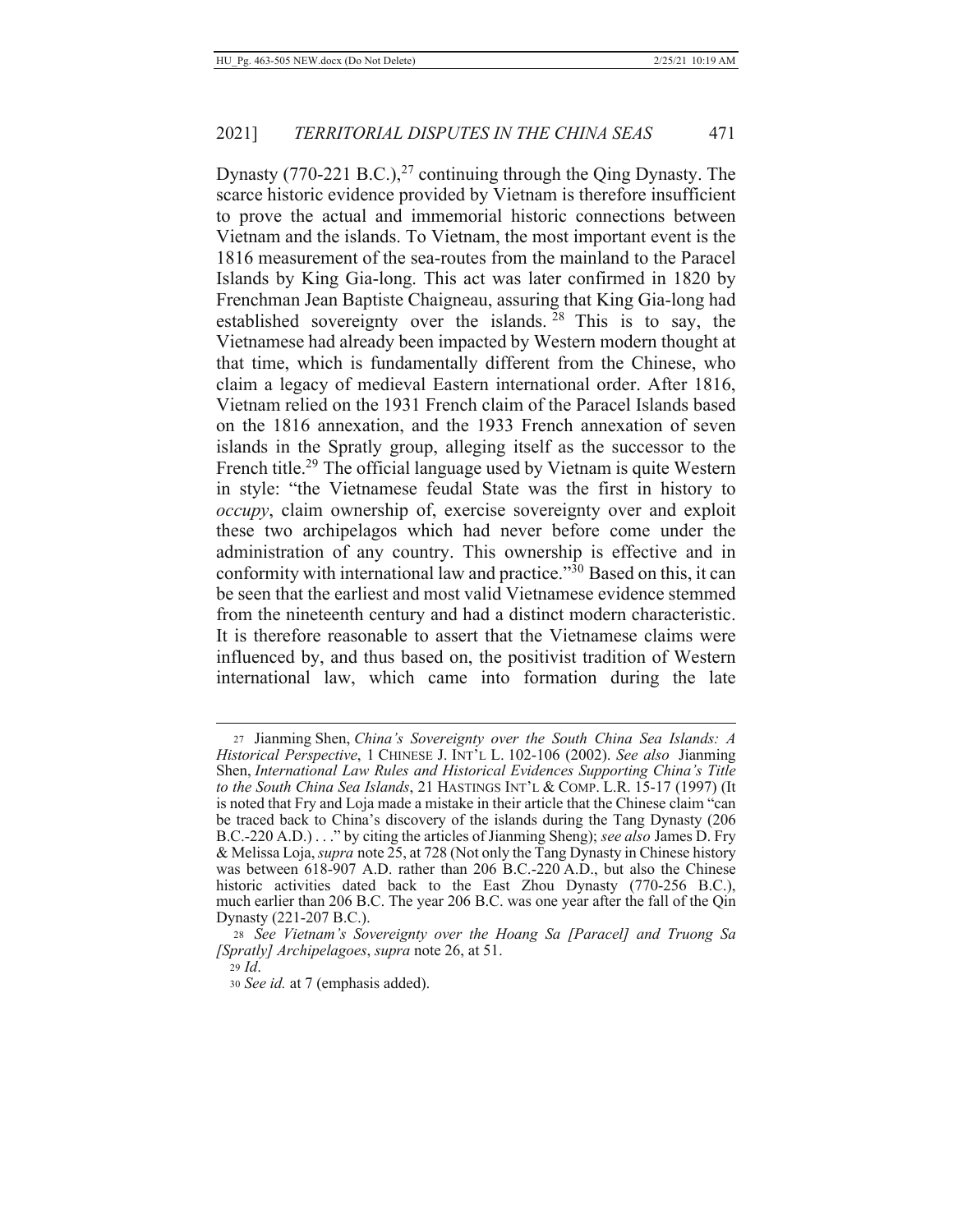Dynasty (770-221 B.C.),[27] continuing through the Qing Dynasty. The scarce historic evidence provided by Vietnam is therefore insufficient to prove the actual and immemorial historic connections between Vietnam and the islands. To Vietnam, the most important event is the 1816 measurement of the sea-routes from the mainland to the Paracel Islands by King Gia-long. This act was later confirmed in 1820 by Frenchman Jean Baptiste Chaigneau, assuring that King Gia-long had established sovereignty over the islands.[28] This is to say, the Vietnamese had already been impacted by Western modern thought at that time, which is fundamentally different from the Chinese, who claim a legacy of medieval Eastern international order. After 1816, Vietnam relied on the 1931 French claim of the Paracel Islands based on the 1816 annexation, and the 1933 French annexation of seven islands in the Spratly group, alleging itself as the successor to the French title.[29] The official language used by Vietnam is quite Western in style: "the Vietnamese feudal State was the first in history to *occupy*, claim ownership of, exercise sovereignty over and exploit these two archipelagos which had never before come under the administration of any country. This ownership is effective and in conformity with international law and practice."[30] Based on this, it can be seen that the earliest and most valid Vietnamese evidence stemmed from the nineteenth century and had a distinct modern characteristic. It is therefore reasonable to assert that the Vietnamese claims were influenced by, and thus based on, the positivist tradition of Western international law, which came into formation during the late

---

27 Jianming Shen, *China's Sovereignty over the South China Sea Islands: A Historical Perspective*, 1 CHINESE J. INT'L L. 102-106 (2002). *See also* Jianming Shen, *International Law Rules and Historical Evidences Supporting China's Title to the South China Sea Islands*, 21 HASTINGS INT'L & COMP. L.R. 15-17 (1997) (It is noted that Fry and Loja made a mistake in their article that the Chinese claim "can be traced back to China's discovery of the islands during the Tang Dynasty (206 B.C.-220 A.D.) . . ." by citing the articles of Jianming Sheng); *see also* James D. Fry & Melissa Loja, *supra* note 25, at 728 (Not only the Tang Dynasty in Chinese history was between 618-907 A.D. rather than 206 B.C.-220 A.D., but also the Chinese historic activities dated back to the East Zhou Dynasty (770-256 B.C.), much earlier than 206 B.C. The year 206 B.C. was one year after the fall of the Qin Dynasty (221-207 B.C.).

28 *See Vietnam's Sovereignty over the Hoang Sa [Paracel] and Truong Sa [Spratly] Archipelagoes*, *supra* note 26, at 51.

29 *Id*.

30 *See id.* at 7 (emphasis added).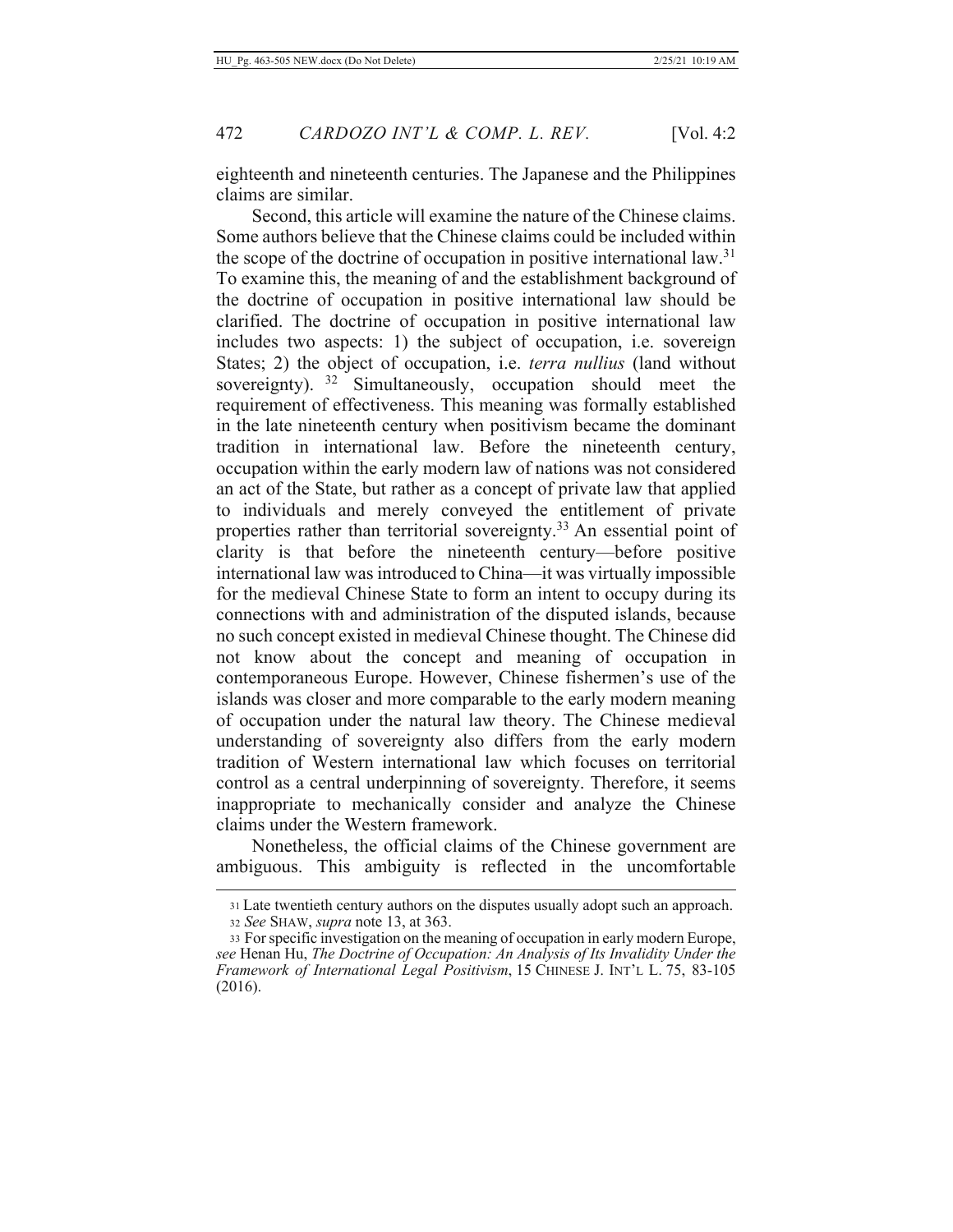eighteenth and nineteenth centuries. The Japanese and the Philippines claims are similar.

Second, this article will examine the nature of the Chinese claims. Some authors believe that the Chinese claims could be included within the scope of the doctrine of occupation in positive international law.[31] To examine this, the meaning of and the establishment background of the doctrine of occupation in positive international law should be clarified. The doctrine of occupation in positive international law includes two aspects: 1) the subject of occupation, i.e. sovereign States; 2) the object of occupation, i.e. *terra nullius* (land without sovereignty). [32] Simultaneously, occupation should meet the requirement of effectiveness. This meaning was formally established in the late nineteenth century when positivism became the dominant tradition in international law. Before the nineteenth century, occupation within the early modern law of nations was not considered an act of the State, but rather as a concept of private law that applied to individuals and merely conveyed the entitlement of private properties rather than territorial sovereignty.[33] An essential point of clarity is that before the nineteenth century—before positive international law was introduced to China—it was virtually impossible for the medieval Chinese State to form an intent to occupy during its connections with and administration of the disputed islands, because no such concept existed in medieval Chinese thought. The Chinese did not know about the concept and meaning of occupation in contemporaneous Europe. However, Chinese fishermen's use of the islands was closer and more comparable to the early modern meaning of occupation under the natural law theory. The Chinese medieval understanding of sovereignty also differs from the early modern tradition of Western international law which focuses on territorial control as a central underpinning of sovereignty. Therefore, it seems inappropriate to mechanically consider and analyze the Chinese claims under the Western framework.

Nonetheless, the official claims of the Chinese government are ambiguous. This ambiguity is reflected in the uncomfortable

---

[31] Late twentieth century authors on the disputes usually adopt such an approach.

[32] *See* SHAW, *supra* note 13, at 363.

[33] For specific investigation on the meaning of occupation in early modern Europe, *see* Henan Hu, *The Doctrine of Occupation: An Analysis of Its Invalidity Under the Framework of International Legal Positivism*, 15 CHINESE J. INT'L L. 75, 83-105 (2016).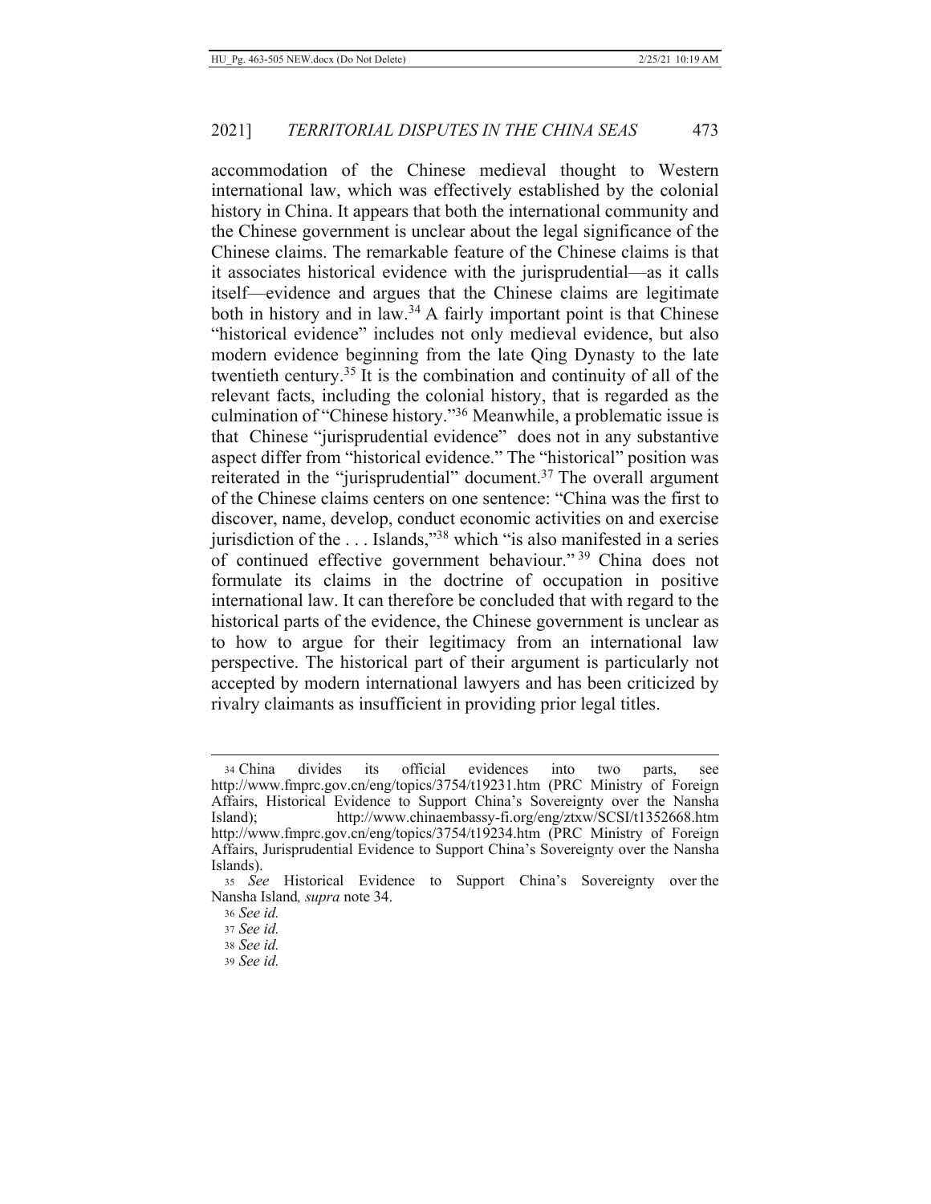accommodation of the Chinese medieval thought to Western international law, which was effectively established by the colonial history in China. It appears that both the international community and the Chinese government is unclear about the legal significance of the Chinese claims. The remarkable feature of the Chinese claims is that it associates historical evidence with the jurisprudential—as it calls itself—evidence and argues that the Chinese claims are legitimate both in history and in law.[34] A fairly important point is that Chinese "historical evidence" includes not only medieval evidence, but also modern evidence beginning from the late Qing Dynasty to the late twentieth century.[35] It is the combination and continuity of all of the relevant facts, including the colonial history, that is regarded as the culmination of "Chinese history."[36] Meanwhile, a problematic issue is that Chinese "jurisprudential evidence" does not in any substantive aspect differ from "historical evidence." The "historical" position was reiterated in the "jurisprudential" document.[37] The overall argument of the Chinese claims centers on one sentence: "China was the first to discover, name, develop, conduct economic activities on and exercise jurisdiction of the . . . Islands,"[38] which "is also manifested in a series of continued effective government behaviour."[39] China does not formulate its claims in the doctrine of occupation in positive international law. It can therefore be concluded that with regard to the historical parts of the evidence, the Chinese government is unclear as to how to argue for their legitimacy from an international law perspective. The historical part of their argument is particularly not accepted by modern international lawyers and has been criticized by rivalry claimants as insufficient in providing prior legal titles.

---

34 China divides its official evidences into two parts, see http://www.fmprc.gov.cn/eng/topics/3754/t19231.htm (PRC Ministry of Foreign Affairs, Historical Evidence to Support China's Sovereignty over the Nansha Island); http://www.chinaembassy-fi.org/eng/ztxw/SCSI/t1352668.htm http://www.fmprc.gov.cn/eng/topics/3754/t19234.htm (PRC Ministry of Foreign Affairs, Jurisprudential Evidence to Support China's Sovereignty over the Nansha Islands).

35 *See* Historical Evidence to Support China's Sovereignty over the Nansha Island*, supra* note 34.

36 *See id.*

37 *See id.*

38 *See id.*

39 *See id.*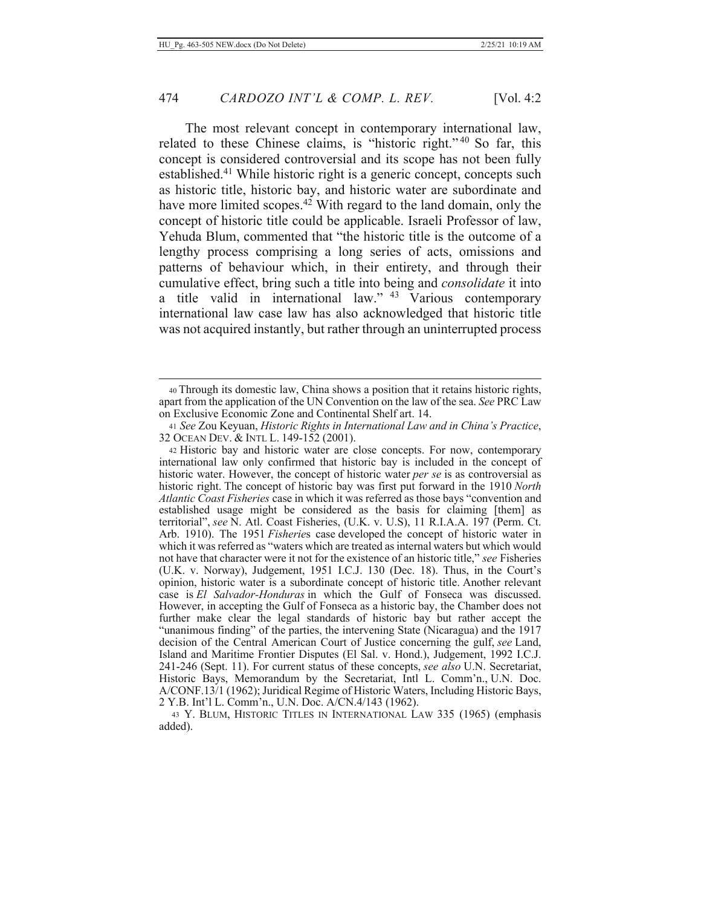The most relevant concept in contemporary international law, related to these Chinese claims, is "historic right."[40] So far, this concept is considered controversial and its scope has not been fully established.[41] While historic right is a generic concept, concepts such as historic title, historic bay, and historic water are subordinate and have more limited scopes.[42] With regard to the land domain, only the concept of historic title could be applicable. Israeli Professor of law, Yehuda Blum, commented that "the historic title is the outcome of a lengthy process comprising a long series of acts, omissions and patterns of behaviour which, in their entirety, and through their cumulative effect, bring such a title into being and *consolidate* it into a title valid in international law."[43] Various contemporary international law case law has also acknowledged that historic title was not acquired instantly, but rather through an uninterrupted process

---

[40] Through its domestic law, China shows a position that it retains historic rights, apart from the application of the UN Convention on the law of the sea. *See* PRC Law on Exclusive Economic Zone and Continental Shelf art. 14.

[41] *See* Zou Keyuan, *Historic Rights in International Law and in China's Practice*, 32 OCEAN DEV. & INTL L. 149-152 (2001).

[42] Historic bay and historic water are close concepts. For now, contemporary international law only confirmed that historic bay is included in the concept of historic water. However, the concept of historic water *per se* is as controversial as historic right. The concept of historic bay was first put forward in the 1910 *North Atlantic Coast Fisheries* case in which it was referred as those bays "convention and established usage might be considered as the basis for claiming [them] as territorial", *see* N. Atl. Coast Fisheries, (U.K. v. U.S), 11 R.I.A.A. 197 (Perm. Ct. Arb. 1910). The 1951 *Fisheries* case developed the concept of historic water in which it was referred as "waters which are treated as internal waters but which would not have that character were it not for the existence of an historic title," *see* Fisheries (U.K. v. Norway), Judgement, 1951 I.C.J. 130 (Dec. 18). Thus, in the Court's opinion, historic water is a subordinate concept of historic title. Another relevant case is *El Salvador-Honduras* in which the Gulf of Fonseca was discussed. However, in accepting the Gulf of Fonseca as a historic bay, the Chamber does not further make clear the legal standards of historic bay but rather accept the "unanimous finding" of the parties, the intervening State (Nicaragua) and the 1917 decision of the Central American Court of Justice concerning the gulf, *see* Land, Island and Maritime Frontier Disputes (El Sal. v. Hond.), Judgement, 1992 I.C.J. 241-246 (Sept. 11). For current status of these concepts, *see also* U.N. Secretariat, Historic Bays, Memorandum by the Secretariat, Intl L. Comm'n., U.N. Doc. A/CONF.13/1 (1962); Juridical Regime of Historic Waters, Including Historic Bays, 2 Y.B. Int'l L. Comm'n., U.N. Doc. A/CN.4/143 (1962).

[43] Y. BLUM, HISTORIC TITLES IN INTERNATIONAL LAW 335 (1965) (emphasis added).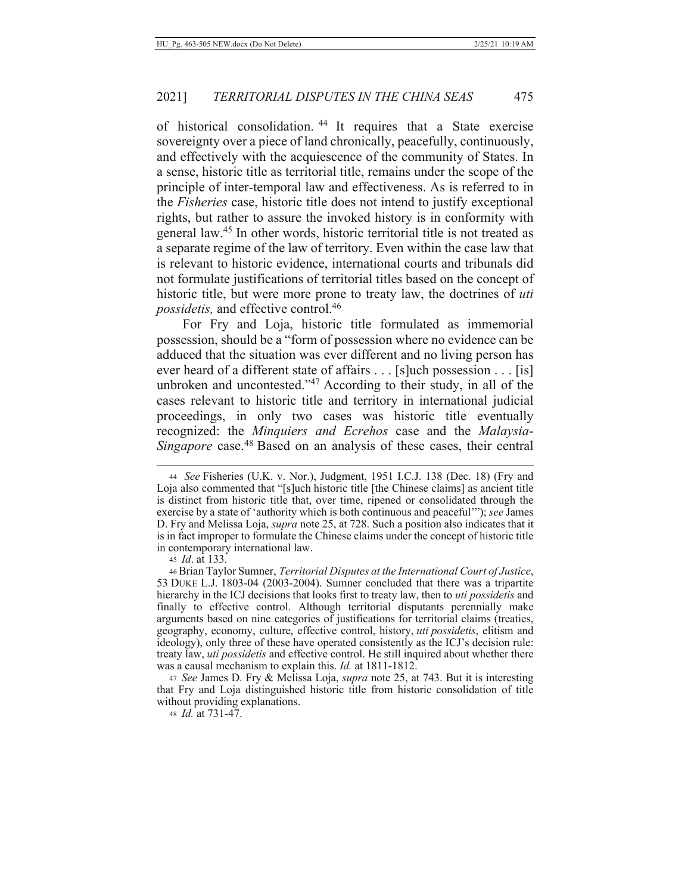of historical consolidation.[44] It requires that a State exercise sovereignty over a piece of land chronically, peacefully, continuously, and effectively with the acquiescence of the community of States. In a sense, historic title as territorial title, remains under the scope of the principle of inter-temporal law and effectiveness. As is referred to in the *Fisheries* case, historic title does not intend to justify exceptional rights, but rather to assure the invoked history is in conformity with general law.[45] In other words, historic territorial title is not treated as a separate regime of the law of territory. Even within the case law that is relevant to historic evidence, international courts and tribunals did not formulate justifications of territorial titles based on the concept of historic title, but were more prone to treaty law, the doctrines of *uti possidetis,* and effective control.[46]

For Fry and Loja, historic title formulated as immemorial possession, should be a "form of possession where no evidence can be adduced that the situation was ever different and no living person has ever heard of a different state of affairs . . . [s]uch possession . . . [is] unbroken and uncontested."[47] According to their study, in all of the cases relevant to historic title and territory in international judicial proceedings, in only two cases was historic title eventually recognized: the *Minquiers and Ecrehos* case and the *Malaysia-Singapore* case.[48] Based on an analysis of these cases, their central

---

44 *See* Fisheries (U.K. v. Nor.), Judgment, 1951 I.C.J. 138 (Dec. 18) (Fry and Loja also commented that "[s]uch historic title [the Chinese claims] as ancient title is distinct from historic title that, over time, ripened or consolidated through the exercise by a state of 'authority which is both continuous and peaceful'"); *see* James D. Fry and Melissa Loja, *supra* note 25, at 728. Such a position also indicates that it is in fact improper to formulate the Chinese claims under the concept of historic title in contemporary international law.

45 *Id*. at 133.

46 Brian Taylor Sumner, *Territorial Disputes at the International Court of Justice*, 53 DUKE L.J. 1803-04 (2003-2004). Sumner concluded that there was a tripartite hierarchy in the ICJ decisions that looks first to treaty law, then to *uti possidetis* and finally to effective control. Although territorial disputants perennially make arguments based on nine categories of justifications for territorial claims (treaties, geography, economy, culture, effective control, history, *uti possidetis*, elitism and ideology), only three of these have operated consistently as the ICJ's decision rule: treaty law, *uti possidetis* and effective control. He still inquired about whether there was a causal mechanism to explain this. *Id.* at 1811-1812.

47 *See* James D. Fry & Melissa Loja, *supra* note 25, at 743. But it is interesting that Fry and Loja distinguished historic title from historic consolidation of title without providing explanations.

48 *Id.* at 731-47.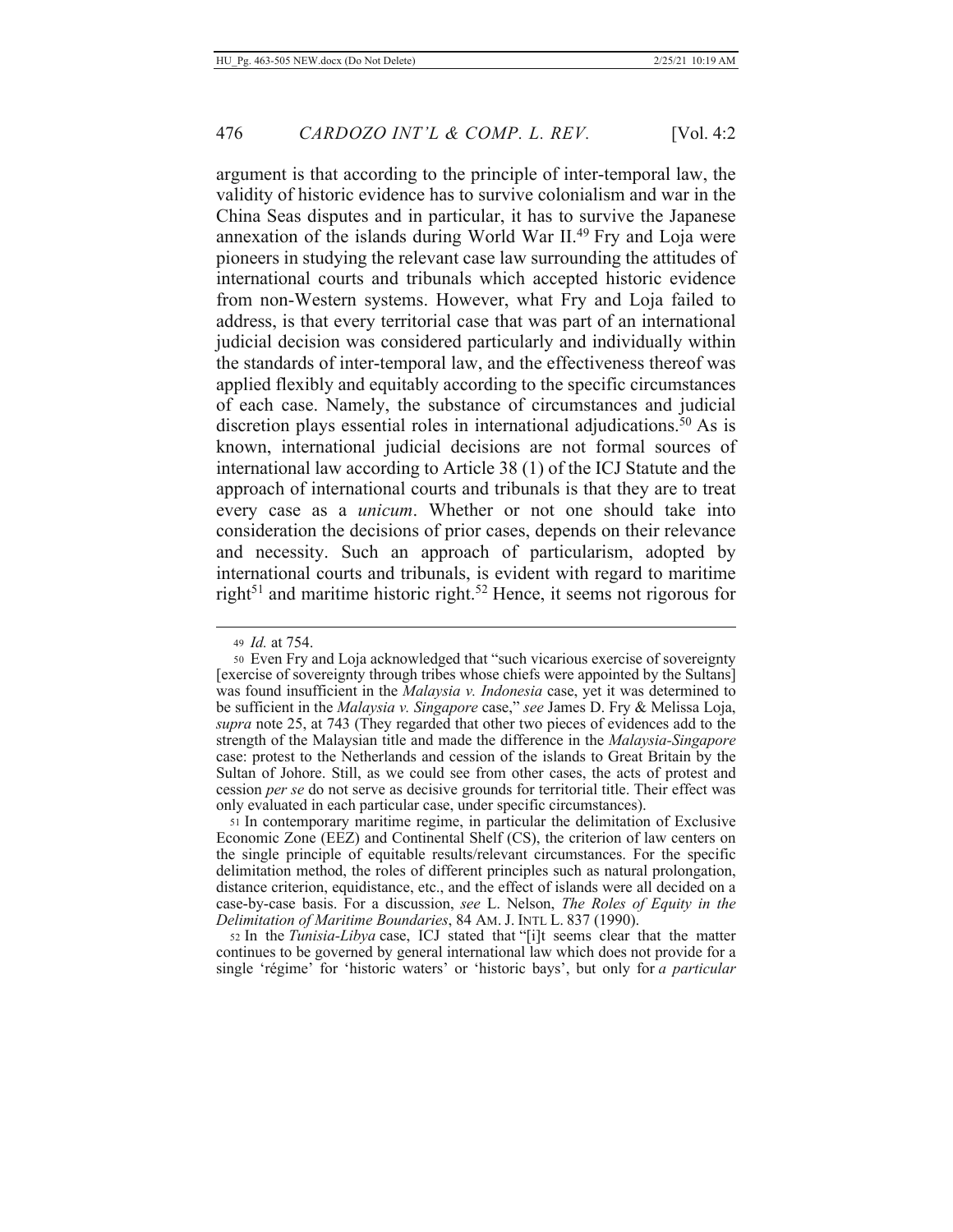argument is that according to the principle of inter-temporal law, the validity of historic evidence has to survive colonialism and war in the China Seas disputes and in particular, it has to survive the Japanese annexation of the islands during World War II.[49] Fry and Loja were pioneers in studying the relevant case law surrounding the attitudes of international courts and tribunals which accepted historic evidence from non-Western systems. However, what Fry and Loja failed to address, is that every territorial case that was part of an international judicial decision was considered particularly and individually within the standards of inter-temporal law, and the effectiveness thereof was applied flexibly and equitably according to the specific circumstances of each case. Namely, the substance of circumstances and judicial discretion plays essential roles in international adjudications.[50] As is known, international judicial decisions are not formal sources of international law according to Article 38 (1) of the ICJ Statute and the approach of international courts and tribunals is that they are to treat every case as a *unicum*. Whether or not one should take into consideration the decisions of prior cases, depends on their relevance and necessity. Such an approach of particularism, adopted by international courts and tribunals, is evident with regard to maritime right[51] and maritime historic right.[52] Hence, it seems not rigorous for

---

49 *Id.* at 754.

50 Even Fry and Loja acknowledged that "such vicarious exercise of sovereignty [exercise of sovereignty through tribes whose chiefs were appointed by the Sultans] was found insufficient in the *Malaysia v. Indonesia* case, yet it was determined to be sufficient in the *Malaysia v. Singapore* case," *see* James D. Fry & Melissa Loja, *supra* note 25, at 743 (They regarded that other two pieces of evidences add to the strength of the Malaysian title and made the difference in the *Malaysia-Singapore* case: protest to the Netherlands and cession of the islands to Great Britain by the Sultan of Johore. Still, as we could see from other cases, the acts of protest and cession *per se* do not serve as decisive grounds for territorial title. Their effect was only evaluated in each particular case, under specific circumstances).

51 In contemporary maritime regime, in particular the delimitation of Exclusive Economic Zone (EEZ) and Continental Shelf (CS), the criterion of law centers on the single principle of equitable results/relevant circumstances. For the specific delimitation method, the roles of different principles such as natural prolongation, distance criterion, equidistance, etc., and the effect of islands were all decided on a case-by-case basis. For a discussion, *see* L. Nelson, *The Roles of Equity in the Delimitation of Maritime Boundaries*, 84 AM. J. INTL L. 837 (1990).

52 In the *Tunisia-Libya* case, ICJ stated that "[i]t seems clear that the matter continues to be governed by general international law which does not provide for a single 'régime' for 'historic waters' or 'historic bays', but only for *a particular*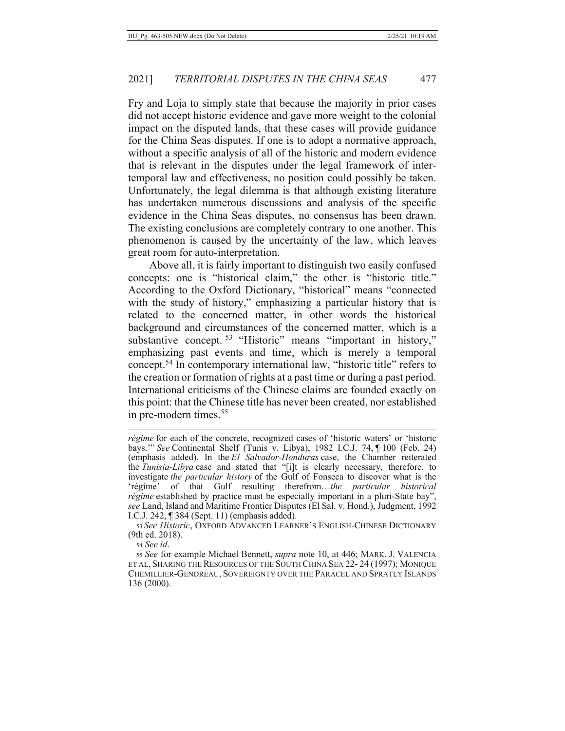Fry and Loja to simply state that because the majority in prior cases did not accept historic evidence and gave more weight to the colonial impact on the disputed lands, that these cases will provide guidance for the China Seas disputes. If one is to adopt a normative approach, without a specific analysis of all of the historic and modern evidence that is relevant in the disputes under the legal framework of inter-temporal law and effectiveness, no position could possibly be taken. Unfortunately, the legal dilemma is that although existing literature has undertaken numerous discussions and analysis of the specific evidence in the China Seas disputes, no consensus has been drawn. The existing conclusions are completely contrary to one another. This phenomenon is caused by the uncertainty of the law, which leaves great room for auto-interpretation.

Above all, it is fairly important to distinguish two easily confused concepts: one is "historical claim," the other is "historic title." According to the Oxford Dictionary, "historical" means "connected with the study of history," emphasizing a particular history that is related to the concerned matter, in other words the historical background and circumstances of the concerned matter, which is a substantive concept.[53] "Historic" means "important in history," emphasizing past events and time, which is merely a temporal concept.[54] In contemporary international law, "historic title" refers to the creation or formation of rights at a past time or during a past period. International criticisms of the Chinese claims are founded exactly on this point: that the Chinese title has never been created, nor established in pre-modern times.[55]

---

*régime* for each of the concrete, recognized cases of 'historic waters' or 'historic bays.'" *See* Continental Shelf (Tunis v. Libya), 1982 I.C.J. 74, ¶ 100 (Feb. 24) (emphasis added). In the *El Salvador-Honduras* case, the Chamber reiterated the *Tunisia-Libya* case and stated that "[i]t is clearly necessary, therefore, to investigate *the particular history* of the Gulf of Fonseca to discover what is the 'régime' of that Gulf resulting therefrom…*the particular historical régime* established by practice must be especially important in a pluri-State bay", *see* Land, Island and Maritime Frontier Disputes (El Sal. v. Hond.), Judgment, 1992 I.C.J. 242, ¶ 384 (Sept. 11) (emphasis added).

53 *See Historic*, OXFORD ADVANCED LEARNER'S ENGLISH-CHINESE DICTIONARY (9th ed. 2018).

54 *See id*.

55 *See* for example Michael Bennett, *supra* note 10, at 446; MARK. J. VALENCIA ET AL, SHARING THE RESOURCES OF THE SOUTH CHINA SEA 22- 24 (1997); MONIQUE CHEMILLIER-GENDREAU, SOVEREIGNTY OVER THE PARACEL AND SPRATLY ISLANDS 136 (2000).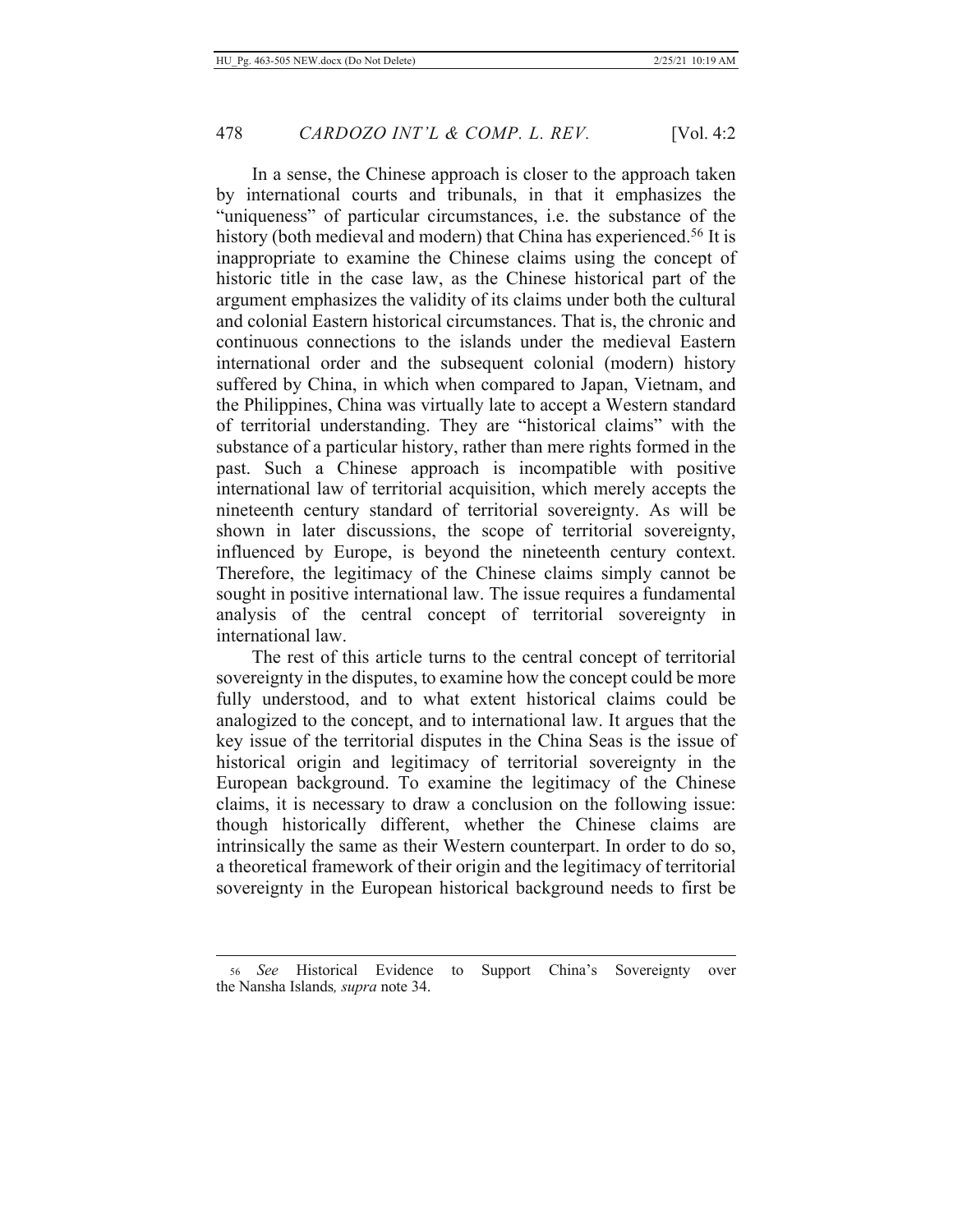In a sense, the Chinese approach is closer to the approach taken by international courts and tribunals, in that it emphasizes the "uniqueness" of particular circumstances, i.e. the substance of the history (both medieval and modern) that China has experienced.[56] It is inappropriate to examine the Chinese claims using the concept of historic title in the case law, as the Chinese historical part of the argument emphasizes the validity of its claims under both the cultural and colonial Eastern historical circumstances. That is, the chronic and continuous connections to the islands under the medieval Eastern international order and the subsequent colonial (modern) history suffered by China, in which when compared to Japan, Vietnam, and the Philippines, China was virtually late to accept a Western standard of territorial understanding. They are "historical claims" with the substance of a particular history, rather than mere rights formed in the past. Such a Chinese approach is incompatible with positive international law of territorial acquisition, which merely accepts the nineteenth century standard of territorial sovereignty. As will be shown in later discussions, the scope of territorial sovereignty, influenced by Europe, is beyond the nineteenth century context. Therefore, the legitimacy of the Chinese claims simply cannot be sought in positive international law. The issue requires a fundamental analysis of the central concept of territorial sovereignty in international law.

The rest of this article turns to the central concept of territorial sovereignty in the disputes, to examine how the concept could be more fully understood, and to what extent historical claims could be analogized to the concept, and to international law. It argues that the key issue of the territorial disputes in the China Seas is the issue of historical origin and legitimacy of territorial sovereignty in the European background. To examine the legitimacy of the Chinese claims, it is necessary to draw a conclusion on the following issue: though historically different, whether the Chinese claims are intrinsically the same as their Western counterpart. In order to do so, a theoretical framework of their origin and the legitimacy of territorial sovereignty in the European historical background needs to first be

---

[56] *See* Historical Evidence to Support China's Sovereignty over the Nansha Islands, *supra* note 34.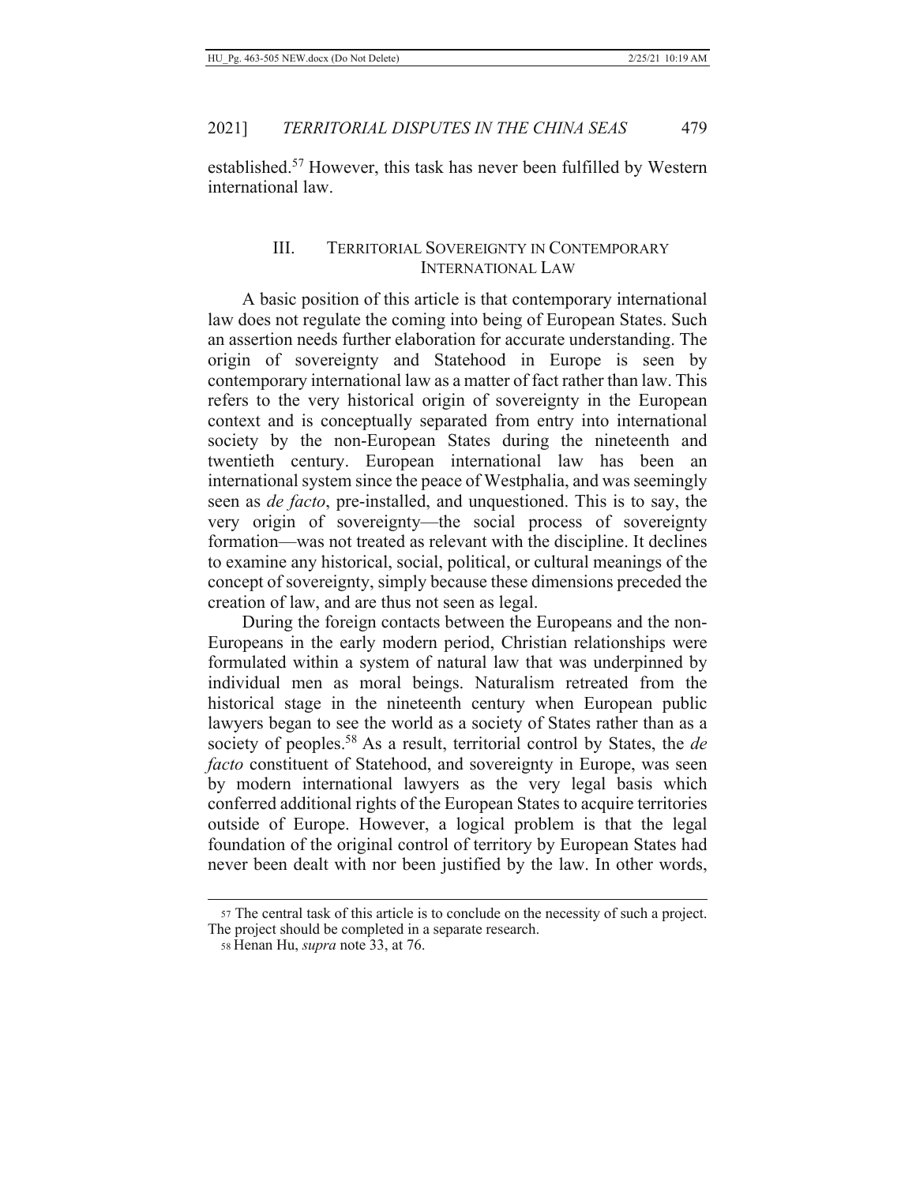established.[57] However, this task has never been fulfilled by Western international law.

## III. TERRITORIAL SOVEREIGNTY IN CONTEMPORARY INTERNATIONAL LAW

A basic position of this article is that contemporary international law does not regulate the coming into being of European States. Such an assertion needs further elaboration for accurate understanding. The origin of sovereignty and Statehood in Europe is seen by contemporary international law as a matter of fact rather than law. This refers to the very historical origin of sovereignty in the European context and is conceptually separated from entry into international society by the non-European States during the nineteenth and twentieth century. European international law has been an international system since the peace of Westphalia, and was seemingly seen as *de facto*, pre-installed, and unquestioned. This is to say, the very origin of sovereignty—the social process of sovereignty formation—was not treated as relevant with the discipline. It declines to examine any historical, social, political, or cultural meanings of the concept of sovereignty, simply because these dimensions preceded the creation of law, and are thus not seen as legal.

During the foreign contacts between the Europeans and the non-Europeans in the early modern period, Christian relationships were formulated within a system of natural law that was underpinned by individual men as moral beings. Naturalism retreated from the historical stage in the nineteenth century when European public lawyers began to see the world as a society of States rather than as a society of peoples.[58] As a result, territorial control by States, the *de facto* constituent of Statehood, and sovereignty in Europe, was seen by modern international lawyers as the very legal basis which conferred additional rights of the European States to acquire territories outside of Europe. However, a logical problem is that the legal foundation of the original control of territory by European States had never been dealt with nor been justified by the law. In other words,

---

57 The central task of this article is to conclude on the necessity of such a project. The project should be completed in a separate research.

58 Henan Hu, *supra* note 33, at 76.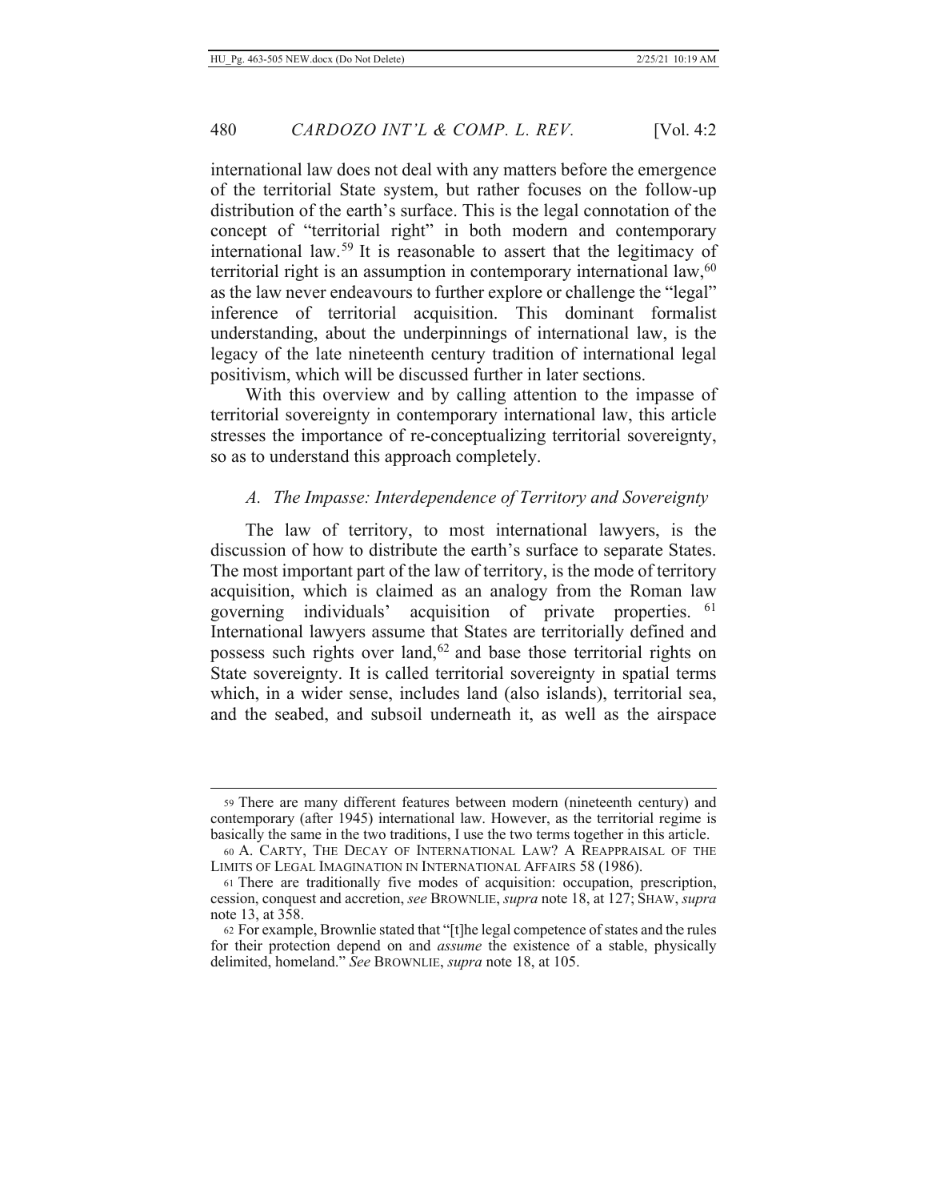international law does not deal with any matters before the emergence of the territorial State system, but rather focuses on the follow-up distribution of the earth's surface. This is the legal connotation of the concept of "territorial right" in both modern and contemporary international law.[59] It is reasonable to assert that the legitimacy of territorial right is an assumption in contemporary international law,[60] as the law never endeavours to further explore or challenge the "legal" inference of territorial acquisition. This dominant formalist understanding, about the underpinnings of international law, is the legacy of the late nineteenth century tradition of international legal positivism, which will be discussed further in later sections.

With this overview and by calling attention to the impasse of territorial sovereignty in contemporary international law, this article stresses the importance of re-conceptualizing territorial sovereignty, so as to understand this approach completely.

### *A. The Impasse: Interdependence of Territory and Sovereignty*

The law of territory, to most international lawyers, is the discussion of how to distribute the earth's surface to separate States. The most important part of the law of territory, is the mode of territory acquisition, which is claimed as an analogy from the Roman law governing individuals' acquisition of private properties.[61] International lawyers assume that States are territorially defined and possess such rights over land,[62] and base those territorial rights on State sovereignty. It is called territorial sovereignty in spatial terms which, in a wider sense, includes land (also islands), territorial sea, and the seabed, and subsoil underneath it, as well as the airspace

---

[59] There are many different features between modern (nineteenth century) and contemporary (after 1945) international law. However, as the territorial regime is basically the same in the two traditions, I use the two terms together in this article.

[60] A. CARTY, THE DECAY OF INTERNATIONAL LAW? A REAPPRAISAL OF THE LIMITS OF LEGAL IMAGINATION IN INTERNATIONAL AFFAIRS 58 (1986).

[61] There are traditionally five modes of acquisition: occupation, prescription, cession, conquest and accretion, *see* BROWNLIE, *supra* note 18, at 127; SHAW, *supra* note 13, at 358.

[62] For example, Brownlie stated that "[t]he legal competence of states and the rules for their protection depend on and *assume* the existence of a stable, physically delimited, homeland." *See* BROWNLIE, *supra* note 18, at 105.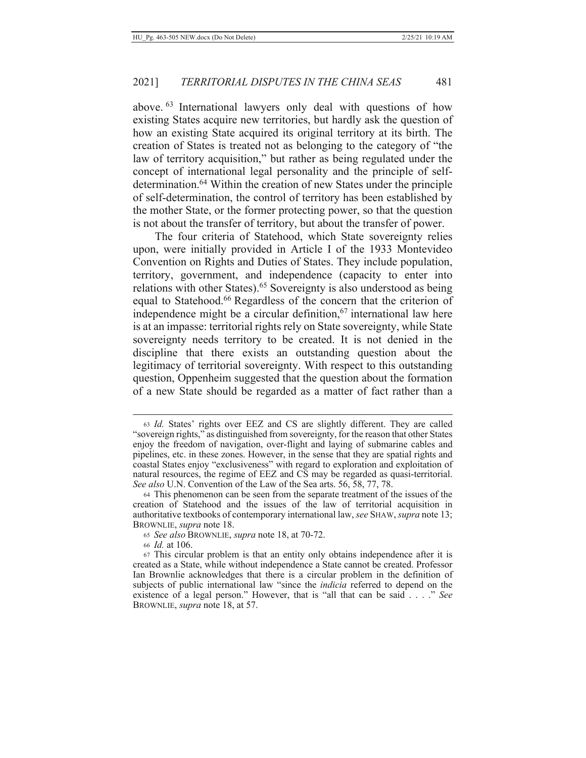above.[63] International lawyers only deal with questions of how existing States acquire new territories, but hardly ask the question of how an existing State acquired its original territory at its birth. The creation of States is treated not as belonging to the category of "the law of territory acquisition," but rather as being regulated under the concept of international legal personality and the principle of self-determination.[64] Within the creation of new States under the principle of self-determination, the control of territory has been established by the mother State, or the former protecting power, so that the question is not about the transfer of territory, but about the transfer of power.

The four criteria of Statehood, which State sovereignty relies upon, were initially provided in Article I of the 1933 Montevideo Convention on Rights and Duties of States. They include population, territory, government, and independence (capacity to enter into relations with other States).[65] Sovereignty is also understood as being equal to Statehood.[66] Regardless of the concern that the criterion of independence might be a circular definition,[67] international law here is at an impasse: territorial rights rely on State sovereignty, while State sovereignty needs territory to be created. It is not denied in the discipline that there exists an outstanding question about the legitimacy of territorial sovereignty. With respect to this outstanding question, Oppenheim suggested that the question about the formation of a new State should be regarded as a matter of fact rather than a

---

[63] *Id.* States' rights over EEZ and CS are slightly different. They are called "sovereign rights," as distinguished from sovereignty, for the reason that other States enjoy the freedom of navigation, over-flight and laying of submarine cables and pipelines, etc. in these zones. However, in the sense that they are spatial rights and coastal States enjoy "exclusiveness" with regard to exploration and exploitation of natural resources, the regime of EEZ and CS may be regarded as quasi-territorial. *See also* U.N. Convention of the Law of the Sea arts. 56, 58, 77, 78.

[64] This phenomenon can be seen from the separate treatment of the issues of the creation of Statehood and the issues of the law of territorial acquisition in authoritative textbooks of contemporary international law, *see* SHAW, *supra* note 13; BROWNLIE, *supra* note 18.

[65] *See also* BROWNLIE, *supra* note 18, at 70-72.

[66] *Id.* at 106.

[67] This circular problem is that an entity only obtains independence after it is created as a State, while without independence a State cannot be created. Professor Ian Brownlie acknowledges that there is a circular problem in the definition of subjects of public international law "since the *indicia* referred to depend on the existence of a legal person." However, that is "all that can be said . . . ." *See* BROWNLIE, *supra* note 18, at 57.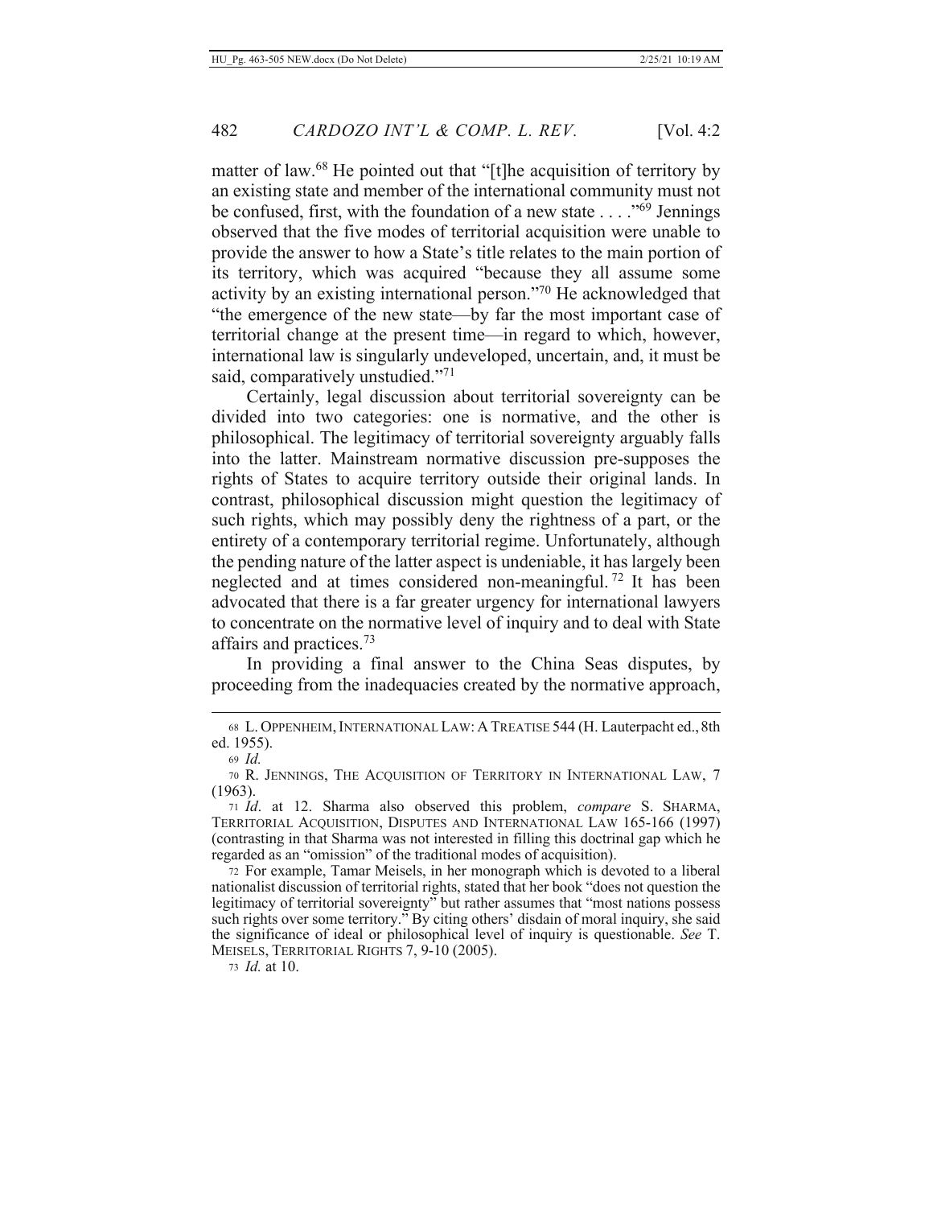matter of law.[68] He pointed out that "[t]he acquisition of territory by an existing state and member of the international community must not be confused, first, with the foundation of a new state . . . ."[69] Jennings observed that the five modes of territorial acquisition were unable to provide the answer to how a State's title relates to the main portion of its territory, which was acquired "because they all assume some activity by an existing international person."[70] He acknowledged that "the emergence of the new state—by far the most important case of territorial change at the present time—in regard to which, however, international law is singularly undeveloped, uncertain, and, it must be said, comparatively unstudied."[71]

Certainly, legal discussion about territorial sovereignty can be divided into two categories: one is normative, and the other is philosophical. The legitimacy of territorial sovereignty arguably falls into the latter. Mainstream normative discussion pre-supposes the rights of States to acquire territory outside their original lands. In contrast, philosophical discussion might question the legitimacy of such rights, which may possibly deny the rightness of a part, or the entirety of a contemporary territorial regime. Unfortunately, although the pending nature of the latter aspect is undeniable, it has largely been neglected and at times considered non-meaningful.[72] It has been advocated that there is a far greater urgency for international lawyers to concentrate on the normative level of inquiry and to deal with State affairs and practices.[73]

In providing a final answer to the China Seas disputes, by proceeding from the inadequacies created by the normative approach,

---

68 L. OPPENHEIM, INTERNATIONAL LAW: A TREATISE 544 (H. Lauterpacht ed., 8th ed. 1955).

69 *Id.*

70 R. JENNINGS, THE ACQUISITION OF TERRITORY IN INTERNATIONAL LAW, 7 (1963).

71 *Id*. at 12. Sharma also observed this problem, *compare* S. SHARMA, TERRITORIAL ACQUISITION, DISPUTES AND INTERNATIONAL LAW 165-166 (1997) (contrasting in that Sharma was not interested in filling this doctrinal gap which he regarded as an "omission" of the traditional modes of acquisition).

72 For example, Tamar Meisels, in her monograph which is devoted to a liberal nationalist discussion of territorial rights, stated that her book "does not question the legitimacy of territorial sovereignty" but rather assumes that "most nations possess such rights over some territory." By citing others' disdain of moral inquiry, she said the significance of ideal or philosophical level of inquiry is questionable. *See* T. MEISELS, TERRITORIAL RIGHTS 7, 9-10 (2005).

73 *Id.* at 10.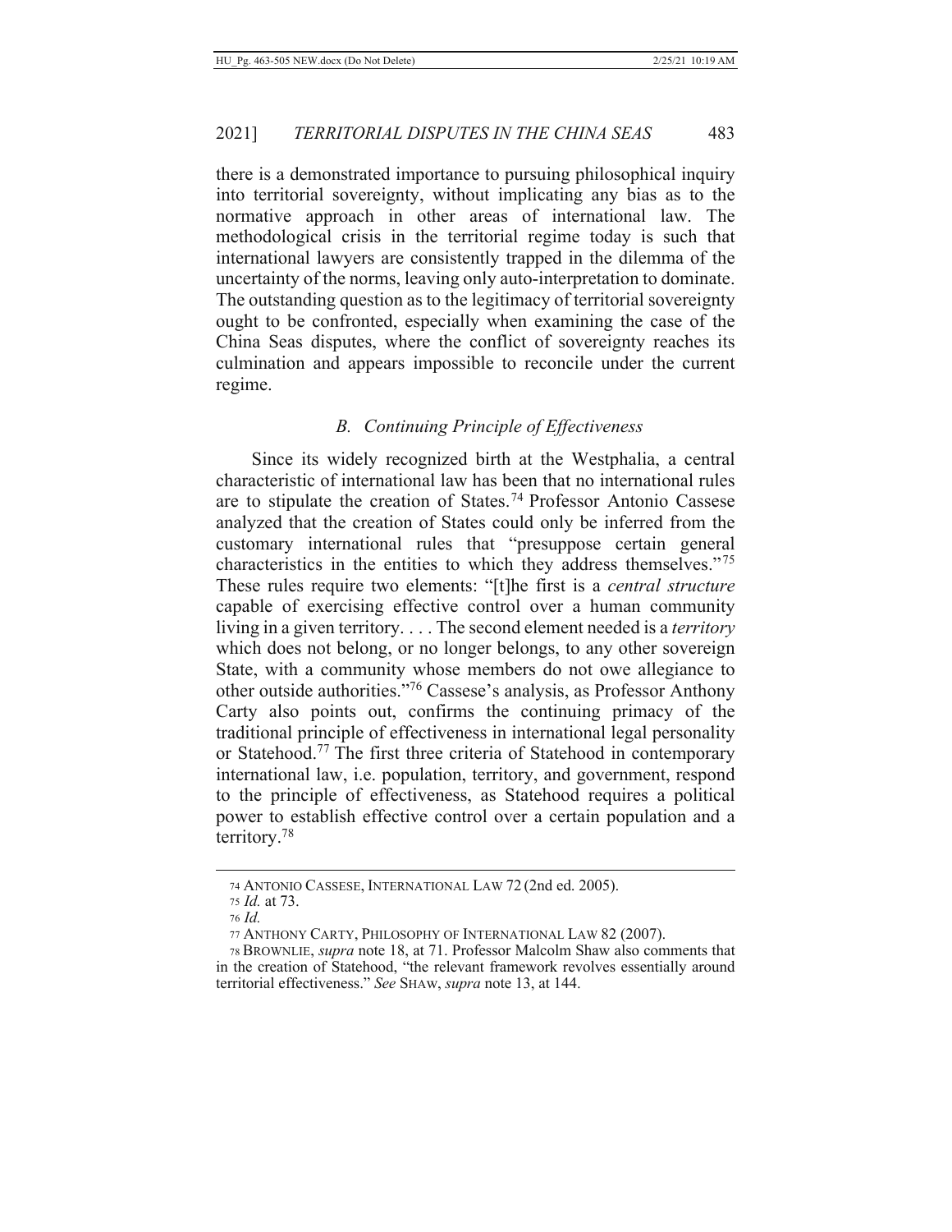there is a demonstrated importance to pursuing philosophical inquiry into territorial sovereignty, without implicating any bias as to the normative approach in other areas of international law. The methodological crisis in the territorial regime today is such that international lawyers are consistently trapped in the dilemma of the uncertainty of the norms, leaving only auto-interpretation to dominate. The outstanding question as to the legitimacy of territorial sovereignty ought to be confronted, especially when examining the case of the China Seas disputes, where the conflict of sovereignty reaches its culmination and appears impossible to reconcile under the current regime.

### *B. Continuing Principle of Effectiveness*

Since its widely recognized birth at the Westphalia, a central characteristic of international law has been that no international rules are to stipulate the creation of States.[74] Professor Antonio Cassese analyzed that the creation of States could only be inferred from the customary international rules that "presuppose certain general characteristics in the entities to which they address themselves."[75] These rules require two elements: "[t]he first is a *central structure* capable of exercising effective control over a human community living in a given territory. . . . The second element needed is a *territory* which does not belong, or no longer belongs, to any other sovereign State, with a community whose members do not owe allegiance to other outside authorities."[76] Cassese's analysis, as Professor Anthony Carty also points out, confirms the continuing primacy of the traditional principle of effectiveness in international legal personality or Statehood.[77] The first three criteria of Statehood in contemporary international law, i.e. population, territory, and government, respond to the principle of effectiveness, as Statehood requires a political power to establish effective control over a certain population and a territory.[78]

---

74 ANTONIO CASSESE, INTERNATIONAL LAW 72 (2nd ed. 2005).

75 *Id.* at 73.

76 *Id.*

77 ANTHONY CARTY, PHILOSOPHY OF INTERNATIONAL LAW 82 (2007).

78 BROWNLIE, *supra* note 18, at 71. Professor Malcolm Shaw also comments that in the creation of Statehood, "the relevant framework revolves essentially around territorial effectiveness." *See* SHAW, *supra* note 13, at 144.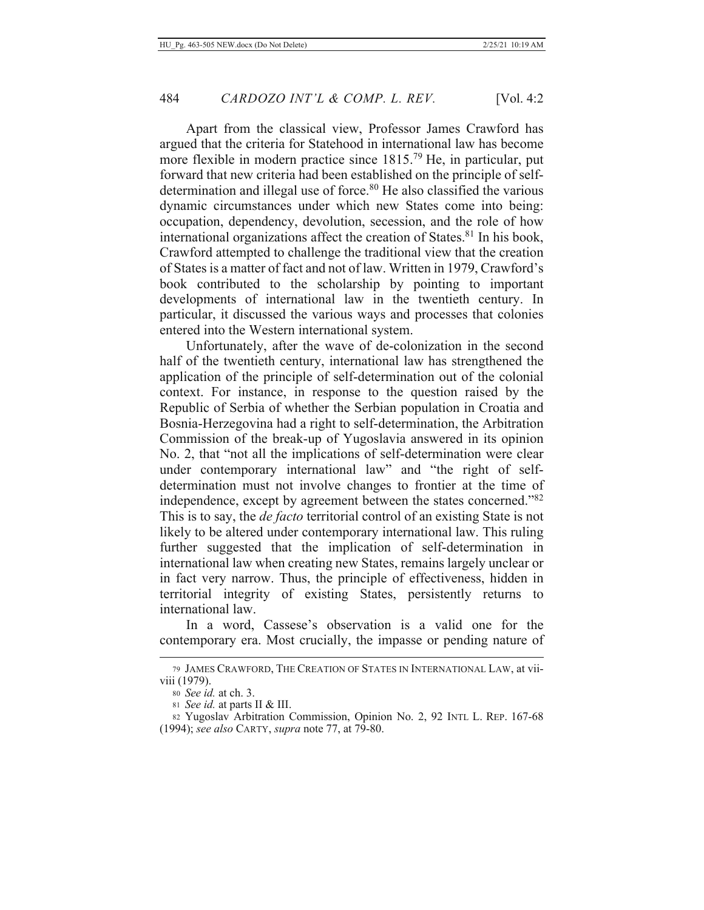Apart from the classical view, Professor James Crawford has argued that the criteria for Statehood in international law has become more flexible in modern practice since 1815.[79] He, in particular, put forward that new criteria had been established on the principle of self-determination and illegal use of force.[80] He also classified the various dynamic circumstances under which new States come into being: occupation, dependency, devolution, secession, and the role of how international organizations affect the creation of States.[81] In his book, Crawford attempted to challenge the traditional view that the creation of States is a matter of fact and not of law. Written in 1979, Crawford's book contributed to the scholarship by pointing to important developments of international law in the twentieth century. In particular, it discussed the various ways and processes that colonies entered into the Western international system.

Unfortunately, after the wave of de-colonization in the second half of the twentieth century, international law has strengthened the application of the principle of self-determination out of the colonial context. For instance, in response to the question raised by the Republic of Serbia of whether the Serbian population in Croatia and Bosnia-Herzegovina had a right to self-determination, the Arbitration Commission of the break-up of Yugoslavia answered in its opinion No. 2, that "not all the implications of self-determination were clear under contemporary international law" and "the right of self-determination must not involve changes to frontier at the time of independence, except by agreement between the states concerned."[82] This is to say, the *de facto* territorial control of an existing State is not likely to be altered under contemporary international law. This ruling further suggested that the implication of self-determination in international law when creating new States, remains largely unclear or in fact very narrow. Thus, the principle of effectiveness, hidden in territorial integrity of existing States, persistently returns to international law.

In a word, Cassese's observation is a valid one for the contemporary era. Most crucially, the impasse or pending nature of

---

[79] JAMES CRAWFORD, THE CREATION OF STATES IN INTERNATIONAL LAW, at vii-viii (1979).

[80] *See id.* at ch. 3.

[81] *See id.* at parts II & III.

[82] Yugoslav Arbitration Commission, Opinion No. 2, 92 INTL L. REP. 167-68 (1994); *see also* CARTY, *supra* note 77, at 79-80.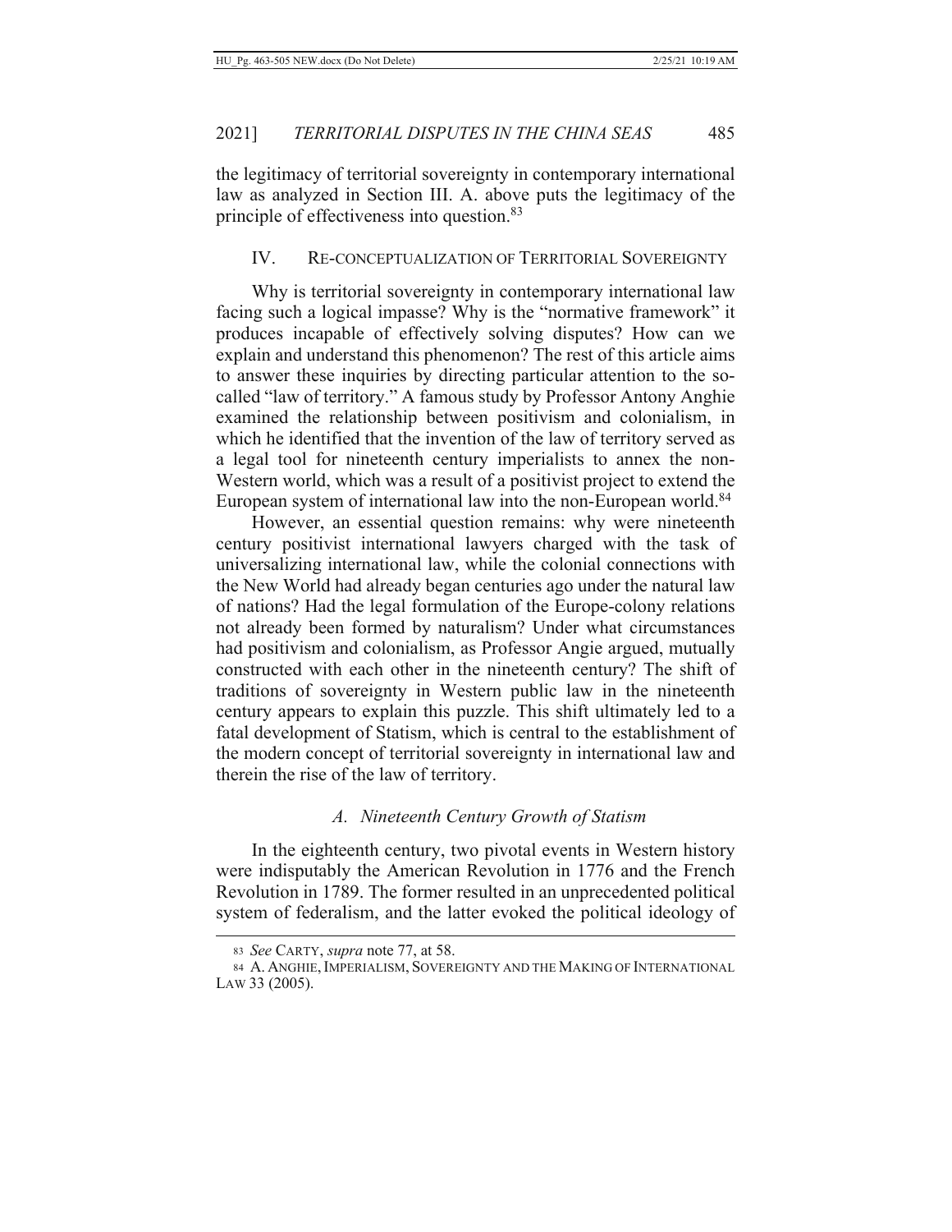the legitimacy of territorial sovereignty in contemporary international law as analyzed in Section III. A. above puts the legitimacy of the principle of effectiveness into question.[83]

## IV. RE-CONCEPTUALIZATION OF TERRITORIAL SOVEREIGNTY

Why is territorial sovereignty in contemporary international law facing such a logical impasse? Why is the "normative framework" it produces incapable of effectively solving disputes? How can we explain and understand this phenomenon? The rest of this article aims to answer these inquiries by directing particular attention to the so-called "law of territory." A famous study by Professor Antony Anghie examined the relationship between positivism and colonialism, in which he identified that the invention of the law of territory served as a legal tool for nineteenth century imperialists to annex the non-Western world, which was a result of a positivist project to extend the European system of international law into the non-European world.[84]

However, an essential question remains: why were nineteenth century positivist international lawyers charged with the task of universalizing international law, while the colonial connections with the New World had already began centuries ago under the natural law of nations? Had the legal formulation of the Europe-colony relations not already been formed by naturalism? Under what circumstances had positivism and colonialism, as Professor Angie argued, mutually constructed with each other in the nineteenth century? The shift of traditions of sovereignty in Western public law in the nineteenth century appears to explain this puzzle. This shift ultimately led to a fatal development of Statism, which is central to the establishment of the modern concept of territorial sovereignty in international law and therein the rise of the law of territory.

### *A. Nineteenth Century Growth of Statism*

In the eighteenth century, two pivotal events in Western history were indisputably the American Revolution in 1776 and the French Revolution in 1789. The former resulted in an unprecedented political system of federalism, and the latter evoked the political ideology of

---

83 *See* CARTY, *supra* note 77, at 58.

84 A. ANGHIE, IMPERIALISM, SOVEREIGNTY AND THE MAKING OF INTERNATIONAL LAW 33 (2005).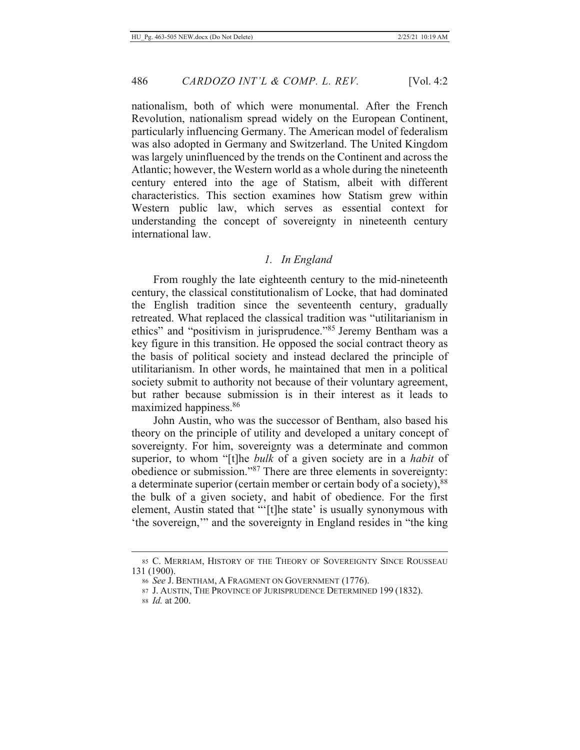nationalism, both of which were monumental. After the French Revolution, nationalism spread widely on the European Continent, particularly influencing Germany. The American model of federalism was also adopted in Germany and Switzerland. The United Kingdom was largely uninfluenced by the trends on the Continent and across the Atlantic; however, the Western world as a whole during the nineteenth century entered into the age of Statism, albeit with different characteristics. This section examines how Statism grew within Western public law, which serves as essential context for understanding the concept of sovereignty in nineteenth century international law.

### *1. In England*

From roughly the late eighteenth century to the mid-nineteenth century, the classical constitutionalism of Locke, that had dominated the English tradition since the seventeenth century, gradually retreated. What replaced the classical tradition was "utilitarianism in ethics" and "positivism in jurisprudence."[85] Jeremy Bentham was a key figure in this transition. He opposed the social contract theory as the basis of political society and instead declared the principle of utilitarianism. In other words, he maintained that men in a political society submit to authority not because of their voluntary agreement, but rather because submission is in their interest as it leads to maximized happiness.[86]

John Austin, who was the successor of Bentham, also based his theory on the principle of utility and developed a unitary concept of sovereignty. For him, sovereignty was a determinate and common superior, to whom "[t]he *bulk* of a given society are in a *habit* of obedience or submission."[87] There are three elements in sovereignty: a determinate superior (certain member or certain body of a society),[88] the bulk of a given society, and habit of obedience. For the first element, Austin stated that "'[t]he state' is usually synonymous with 'the sovereign,'" and the sovereignty in England resides in "the king

---

85 C. MERRIAM, HISTORY OF THE THEORY OF SOVEREIGNTY SINCE ROUSSEAU 131 (1900).

86 *See* J. BENTHAM, A FRAGMENT ON GOVERNMENT (1776).

87 J. AUSTIN, THE PROVINCE OF JURISPRUDENCE DETERMINED 199 (1832).

88 *Id.* at 200.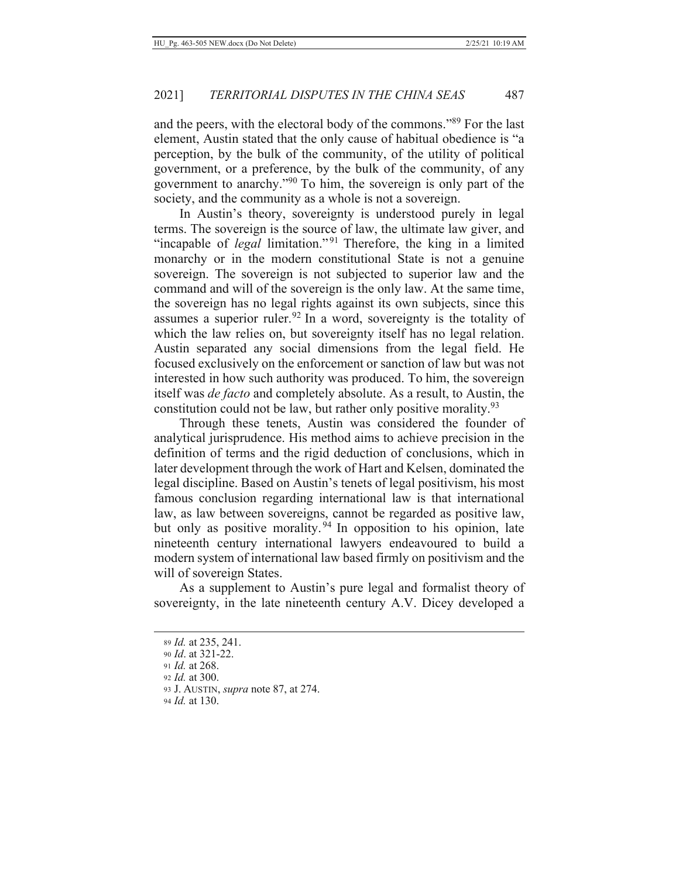and the peers, with the electoral body of the commons."[89] For the last element, Austin stated that the only cause of habitual obedience is "a perception, by the bulk of the community, of the utility of political government, or a preference, by the bulk of the community, of any government to anarchy."[90] To him, the sovereign is only part of the society, and the community as a whole is not a sovereign.

In Austin's theory, sovereignty is understood purely in legal terms. The sovereign is the source of law, the ultimate law giver, and "incapable of *legal* limitation."[91] Therefore, the king in a limited monarchy or in the modern constitutional State is not a genuine sovereign. The sovereign is not subjected to superior law and the command and will of the sovereign is the only law. At the same time, the sovereign has no legal rights against its own subjects, since this assumes a superior ruler.[92] In a word, sovereignty is the totality of which the law relies on, but sovereignty itself has no legal relation. Austin separated any social dimensions from the legal field. He focused exclusively on the enforcement or sanction of law but was not interested in how such authority was produced. To him, the sovereign itself was *de facto* and completely absolute. As a result, to Austin, the constitution could not be law, but rather only positive morality.[93]

Through these tenets, Austin was considered the founder of analytical jurisprudence. His method aims to achieve precision in the definition of terms and the rigid deduction of conclusions, which in later development through the work of Hart and Kelsen, dominated the legal discipline. Based on Austin's tenets of legal positivism, his most famous conclusion regarding international law is that international law, as law between sovereigns, cannot be regarded as positive law, but only as positive morality.[94] In opposition to his opinion, late nineteenth century international lawyers endeavoured to build a modern system of international law based firmly on positivism and the will of sovereign States.

As a supplement to Austin's pure legal and formalist theory of sovereignty, in the late nineteenth century A.V. Dicey developed a

---

[89] *Id.* at 235, 241.
[90] *Id*. at 321-22.
[91] *Id.* at 268.
[92] *Id.* at 300.
[93] J. AUSTIN, *supra* note 87, at 274.
[94] *Id.* at 130.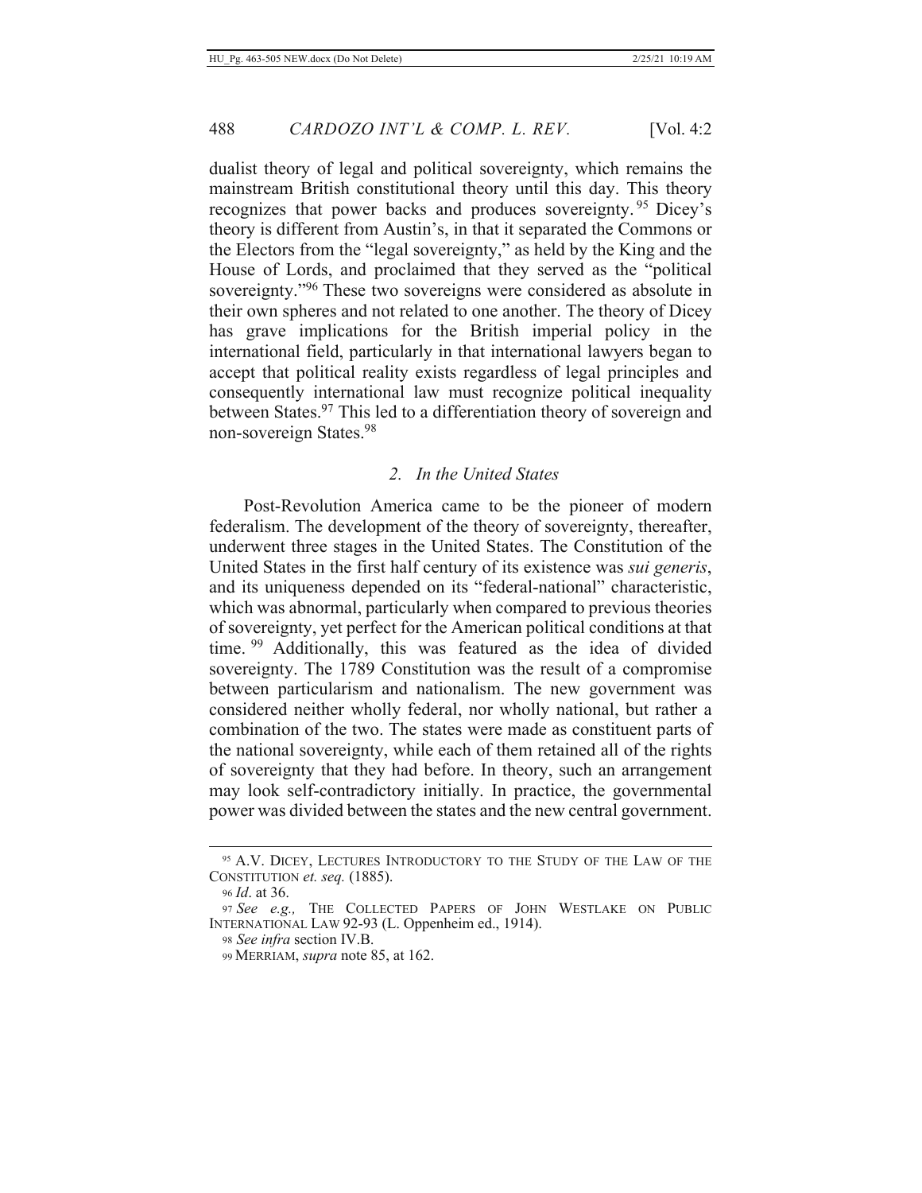dualist theory of legal and political sovereignty, which remains the mainstream British constitutional theory until this day. This theory recognizes that power backs and produces sovereignty.[95] Dicey's theory is different from Austin's, in that it separated the Commons or the Electors from the "legal sovereignty," as held by the King and the House of Lords, and proclaimed that they served as the "political sovereignty."[96] These two sovereigns were considered as absolute in their own spheres and not related to one another. The theory of Dicey has grave implications for the British imperial policy in the international field, particularly in that international lawyers began to accept that political reality exists regardless of legal principles and consequently international law must recognize political inequality between States.[97] This led to a differentiation theory of sovereign and non-sovereign States.[98]

### *2. In the United States*

Post-Revolution America came to be the pioneer of modern federalism. The development of the theory of sovereignty, thereafter, underwent three stages in the United States. The Constitution of the United States in the first half century of its existence was *sui generis*, and its uniqueness depended on its "federal-national" characteristic, which was abnormal, particularly when compared to previous theories of sovereignty, yet perfect for the American political conditions at that time.[99] Additionally, this was featured as the idea of divided sovereignty. The 1789 Constitution was the result of a compromise between particularism and nationalism. The new government was considered neither wholly federal, nor wholly national, but rather a combination of the two. The states were made as constituent parts of the national sovereignty, while each of them retained all of the rights of sovereignty that they had before. In theory, such an arrangement may look self-contradictory initially. In practice, the governmental power was divided between the states and the new central government.

---

[95] A.V. DICEY, LECTURES INTRODUCTORY TO THE STUDY OF THE LAW OF THE CONSTITUTION *et. seq.* (1885).

[96] *Id*. at 36.

[97] *See e.g.,* THE COLLECTED PAPERS OF JOHN WESTLAKE ON PUBLIC INTERNATIONAL LAW 92-93 (L. Oppenheim ed., 1914).

[98] *See infra* section IV.B.

[99] MERRIAM, *supra* note 85, at 162.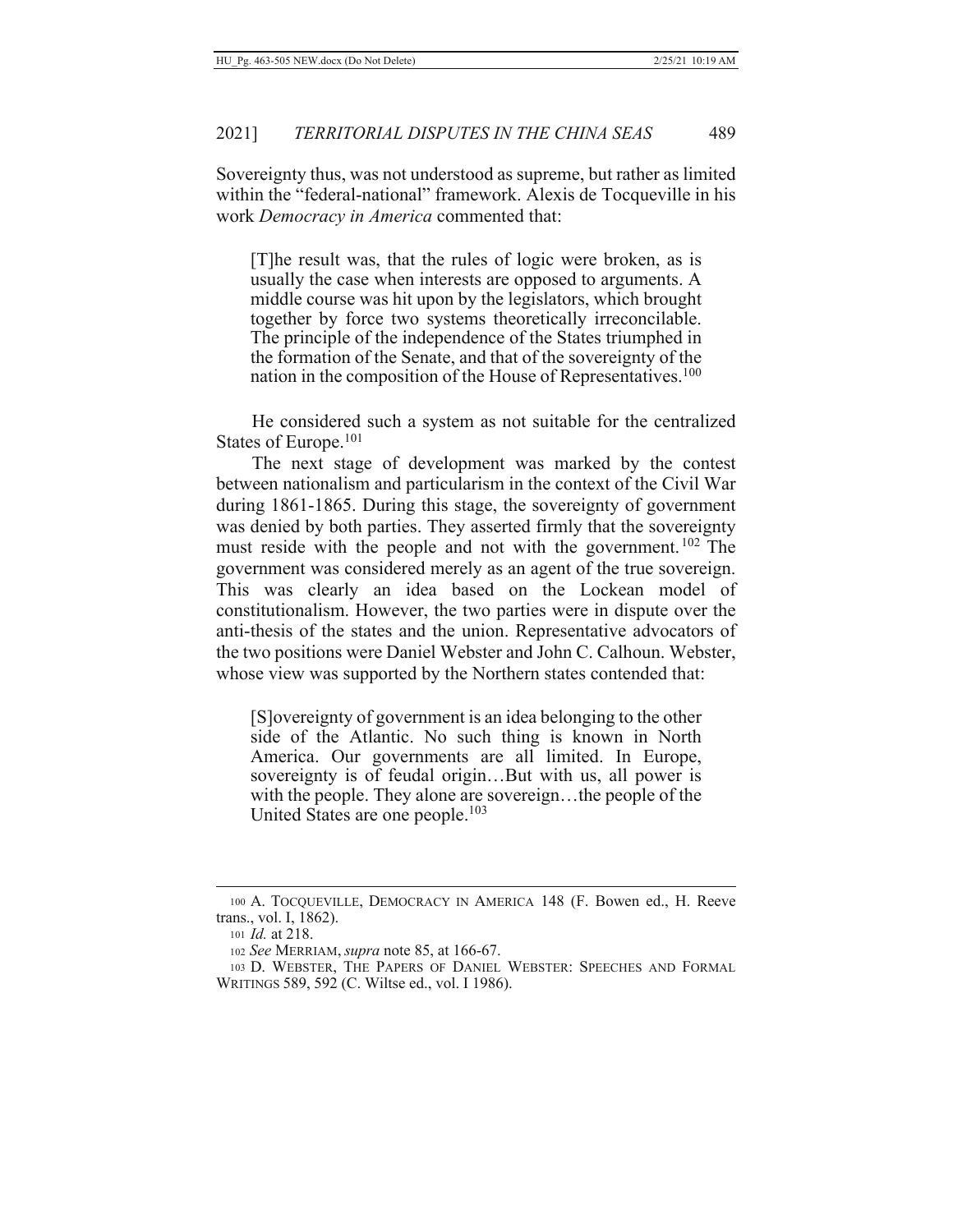Sovereignty thus, was not understood as supreme, but rather as limited within the "federal-national" framework. Alexis de Tocqueville in his work *Democracy in America* commented that:

> [T]he result was, that the rules of logic were broken, as is usually the case when interests are opposed to arguments. A middle course was hit upon by the legislators, which brought together by force two systems theoretically irreconcilable. The principle of the independence of the States triumphed in the formation of the Senate, and that of the sovereignty of the nation in the composition of the House of Representatives.[100]

He considered such a system as not suitable for the centralized States of Europe.[101]

The next stage of development was marked by the contest between nationalism and particularism in the context of the Civil War during 1861-1865. During this stage, the sovereignty of government was denied by both parties. They asserted firmly that the sovereignty must reside with the people and not with the government.[102] The government was considered merely as an agent of the true sovereign. This was clearly an idea based on the Lockean model of constitutionalism. However, the two parties were in dispute over the anti-thesis of the states and the union. Representative advocators of the two positions were Daniel Webster and John C. Calhoun. Webster, whose view was supported by the Northern states contended that:

> [S]overeignty of government is an idea belonging to the other side of the Atlantic. No such thing is known in North America. Our governments are all limited. In Europe, sovereignty is of feudal origin…But with us, all power is with the people. They alone are sovereign…the people of the United States are one people.[103]

---

[100] A. TOCQUEVILLE, DEMOCRACY IN AMERICA 148 (F. Bowen ed., H. Reeve trans., vol. I, 1862).

[101] *Id.* at 218.

[102] *See* MERRIAM, *supra* note 85, at 166-67.

[103] D. WEBSTER, THE PAPERS OF DANIEL WEBSTER: SPEECHES AND FORMAL WRITINGS 589, 592 (C. Wiltse ed., vol. I 1986).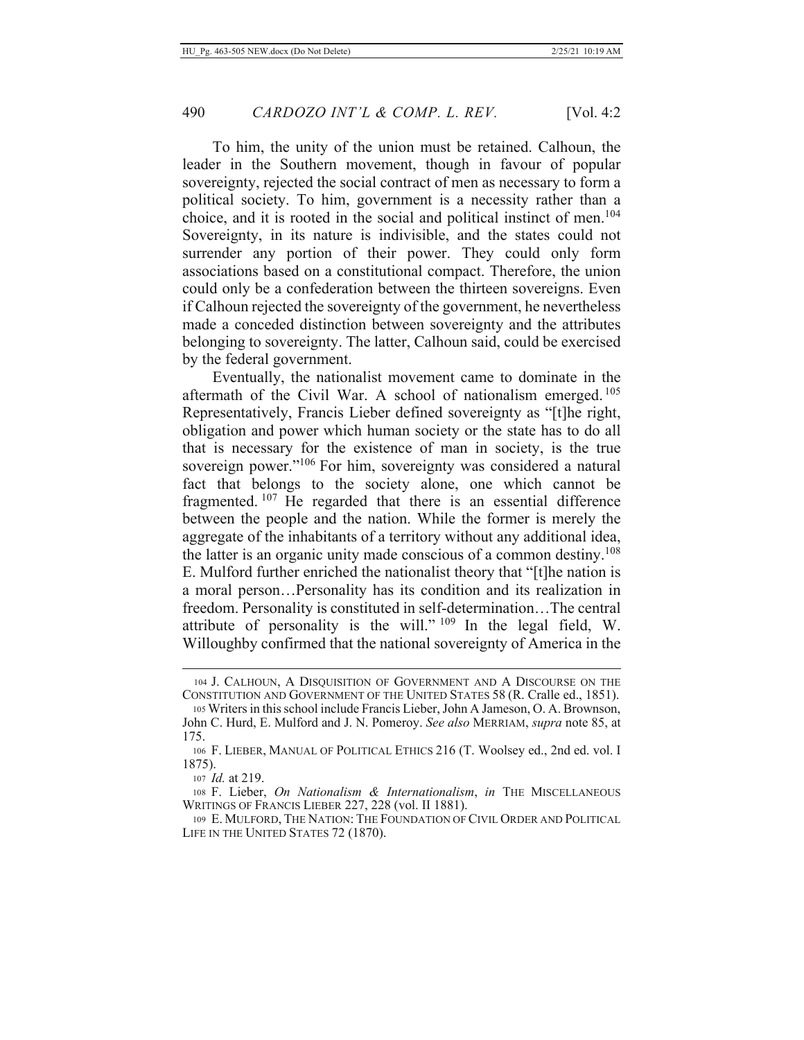To him, the unity of the union must be retained. Calhoun, the leader in the Southern movement, though in favour of popular sovereignty, rejected the social contract of men as necessary to form a political society. To him, government is a necessity rather than a choice, and it is rooted in the social and political instinct of men.[104] Sovereignty, in its nature is indivisible, and the states could not surrender any portion of their power. They could only form associations based on a constitutional compact. Therefore, the union could only be a confederation between the thirteen sovereigns. Even if Calhoun rejected the sovereignty of the government, he nevertheless made a conceded distinction between sovereignty and the attributes belonging to sovereignty. The latter, Calhoun said, could be exercised by the federal government.

Eventually, the nationalist movement came to dominate in the aftermath of the Civil War. A school of nationalism emerged.[105] Representatively, Francis Lieber defined sovereignty as "[t]he right, obligation and power which human society or the state has to do all that is necessary for the existence of man in society, is the true sovereign power."[106] For him, sovereignty was considered a natural fact that belongs to the society alone, one which cannot be fragmented.[107] He regarded that there is an essential difference between the people and the nation. While the former is merely the aggregate of the inhabitants of a territory without any additional idea, the latter is an organic unity made conscious of a common destiny.[108] E. Mulford further enriched the nationalist theory that "[t]he nation is a moral person…Personality has its condition and its realization in freedom. Personality is constituted in self-determination…The central attribute of personality is the will."[109] In the legal field, W. Willoughby confirmed that the national sovereignty of America in the

---

104 J. CALHOUN, A DISQUISITION OF GOVERNMENT AND A DISCOURSE ON THE CONSTITUTION AND GOVERNMENT OF THE UNITED STATES 58 (R. Cralle ed., 1851).

105 Writers in this school include Francis Lieber, John A Jameson, O. A. Brownson, John C. Hurd, E. Mulford and J. N. Pomeroy. *See also* MERRIAM, *supra* note 85, at 175.

106 F. LIEBER, MANUAL OF POLITICAL ETHICS 216 (T. Woolsey ed., 2nd ed. vol. I 1875).

107 *Id.* at 219.

108 F. Lieber, *On Nationalism & Internationalism*, *in* THE MISCELLANEOUS WRITINGS OF FRANCIS LIEBER 227, 228 (vol. II 1881).

109 E. MULFORD, THE NATION: THE FOUNDATION OF CIVIL ORDER AND POLITICAL LIFE IN THE UNITED STATES 72 (1870).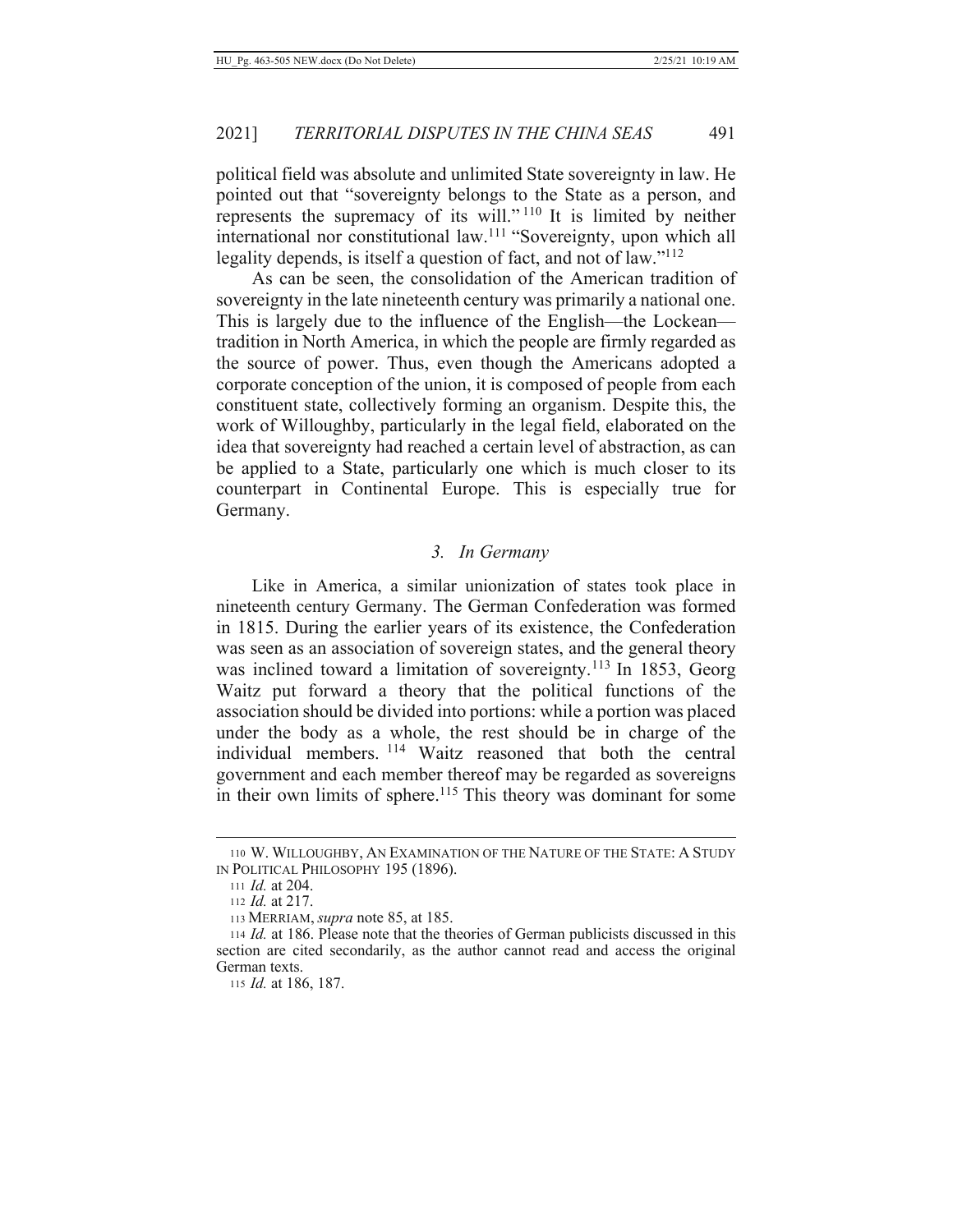political field was absolute and unlimited State sovereignty in law. He pointed out that "sovereignty belongs to the State as a person, and represents the supremacy of its will."[110] It is limited by neither international nor constitutional law.[111] "Sovereignty, upon which all legality depends, is itself a question of fact, and not of law."[112]

As can be seen, the consolidation of the American tradition of sovereignty in the late nineteenth century was primarily a national one. This is largely due to the influence of the English—the Lockean—tradition in North America, in which the people are firmly regarded as the source of power. Thus, even though the Americans adopted a corporate conception of the union, it is composed of people from each constituent state, collectively forming an organism. Despite this, the work of Willoughby, particularly in the legal field, elaborated on the idea that sovereignty had reached a certain level of abstraction, as can be applied to a State, particularly one which is much closer to its counterpart in Continental Europe. This is especially true for Germany.

### *3. In Germany*

Like in America, a similar unionization of states took place in nineteenth century Germany. The German Confederation was formed in 1815. During the earlier years of its existence, the Confederation was seen as an association of sovereign states, and the general theory was inclined toward a limitation of sovereignty.[113] In 1853, Georg Waitz put forward a theory that the political functions of the association should be divided into portions: while a portion was placed under the body as a whole, the rest should be in charge of the individual members.[114] Waitz reasoned that both the central government and each member thereof may be regarded as sovereigns in their own limits of sphere.[115] This theory was dominant for some

---

[110] W. WILLOUGHBY, AN EXAMINATION OF THE NATURE OF THE STATE: A STUDY IN POLITICAL PHILOSOPHY 195 (1896).

[111] *Id.* at 204.

[112] *Id.* at 217.

[113] MERRIAM, *supra* note 85, at 185.

[114] *Id.* at 186. Please note that the theories of German publicists discussed in this section are cited secondarily, as the author cannot read and access the original German texts.

[115] *Id.* at 186, 187.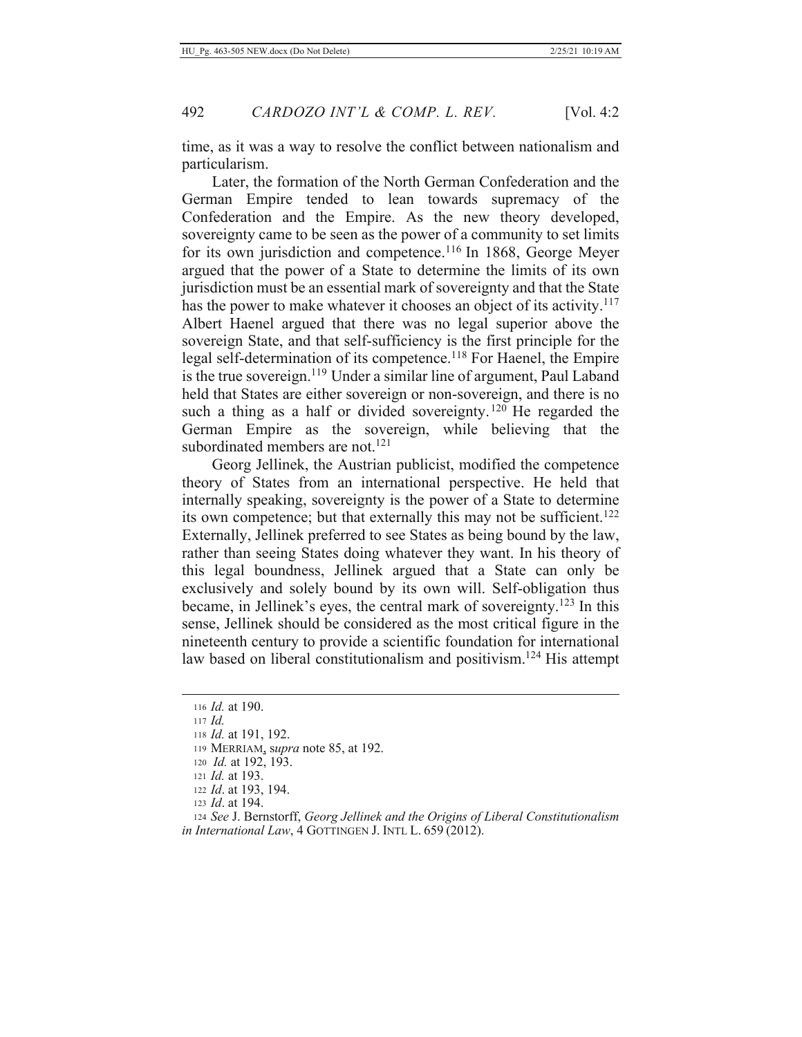time, as it was a way to resolve the conflict between nationalism and particularism.

Later, the formation of the North German Confederation and the German Empire tended to lean towards supremacy of the Confederation and the Empire. As the new theory developed, sovereignty came to be seen as the power of a community to set limits for its own jurisdiction and competence.[116] In 1868, George Meyer argued that the power of a State to determine the limits of its own jurisdiction must be an essential mark of sovereignty and that the State has the power to make whatever it chooses an object of its activity.[117] Albert Haenel argued that there was no legal superior above the sovereign State, and that self-sufficiency is the first principle for the legal self-determination of its competence.[118] For Haenel, the Empire is the true sovereign.[119] Under a similar line of argument, Paul Laband held that States are either sovereign or non-sovereign, and there is no such a thing as a half or divided sovereignty.[120] He regarded the German Empire as the sovereign, while believing that the subordinated members are not.[121]

Georg Jellinek, the Austrian publicist, modified the competence theory of States from an international perspective. He held that internally speaking, sovereignty is the power of a State to determine its own competence; but that externally this may not be sufficient.[122] Externally, Jellinek preferred to see States as being bound by the law, rather than seeing States doing whatever they want. In his theory of this legal boundness, Jellinek argued that a State can only be exclusively and solely bound by its own will. Self-obligation thus became, in Jellinek's eyes, the central mark of sovereignty.[123] In this sense, Jellinek should be considered as the most critical figure in the nineteenth century to provide a scientific foundation for international law based on liberal constitutionalism and positivism.[124] His attempt

---

116 *Id.* at 190.

117 *Id.*

118 *Id.* at 191, 192.

119 MERRIAM, s*upra* note 85, at 192.

120 *Id.* at 192, 193.

121 *Id.* at 193.

122 *Id*. at 193, 194.

123 *Id*. at 194.

124 *See* J. Bernstorff, *Georg Jellinek and the Origins of Liberal Constitutionalism in International Law*, 4 GOTTINGEN J. INTL L. 659 (2012).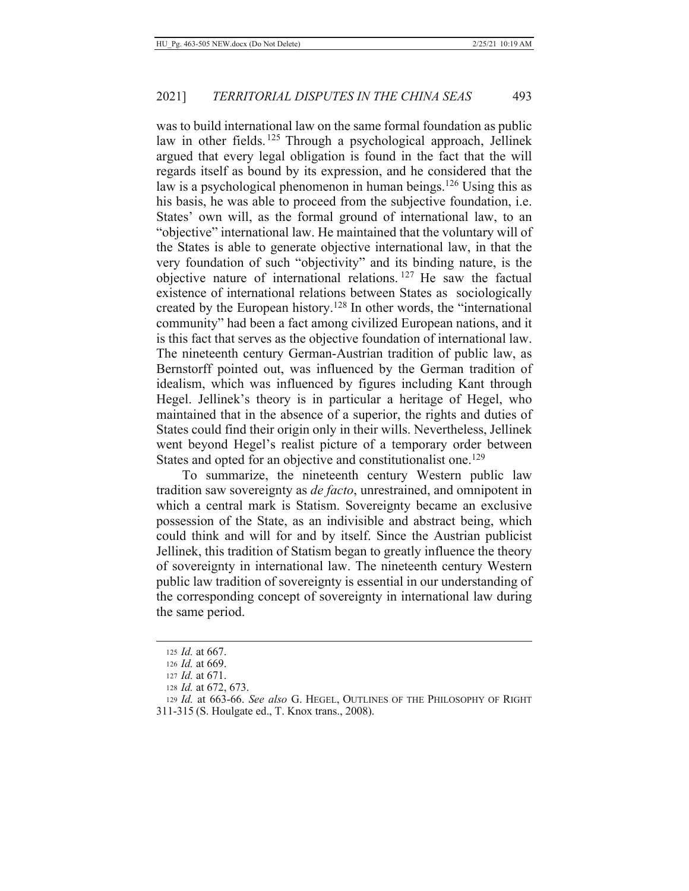was to build international law on the same formal foundation as public law in other fields.[125] Through a psychological approach, Jellinek argued that every legal obligation is found in the fact that the will regards itself as bound by its expression, and he considered that the law is a psychological phenomenon in human beings.[126] Using this as his basis, he was able to proceed from the subjective foundation, i.e. States' own will, as the formal ground of international law, to an "objective" international law. He maintained that the voluntary will of the States is able to generate objective international law, in that the very foundation of such "objectivity" and its binding nature, is the objective nature of international relations.[127] He saw the factual existence of international relations between States as sociologically created by the European history.[128] In other words, the "international community" had been a fact among civilized European nations, and it is this fact that serves as the objective foundation of international law. The nineteenth century German-Austrian tradition of public law, as Bernstorff pointed out, was influenced by the German tradition of idealism, which was influenced by figures including Kant through Hegel. Jellinek's theory is in particular a heritage of Hegel, who maintained that in the absence of a superior, the rights and duties of States could find their origin only in their wills. Nevertheless, Jellinek went beyond Hegel's realist picture of a temporary order between States and opted for an objective and constitutionalist one.[129]

To summarize, the nineteenth century Western public law tradition saw sovereignty as *de facto*, unrestrained, and omnipotent in which a central mark is Statism. Sovereignty became an exclusive possession of the State, as an indivisible and abstract being, which could think and will for and by itself. Since the Austrian publicist Jellinek, this tradition of Statism began to greatly influence the theory of sovereignty in international law. The nineteenth century Western public law tradition of sovereignty is essential in our understanding of the corresponding concept of sovereignty in international law during the same period.

---

125 *Id.* at 667.

126 *Id.* at 669.

127 *Id.* at 671.

128 *Id.* at 672, 673.

129 *Id.* at 663-66. *See also* G. HEGEL, OUTLINES OF THE PHILOSOPHY OF RIGHT 311-315 (S. Houlgate ed., T. Knox trans., 2008).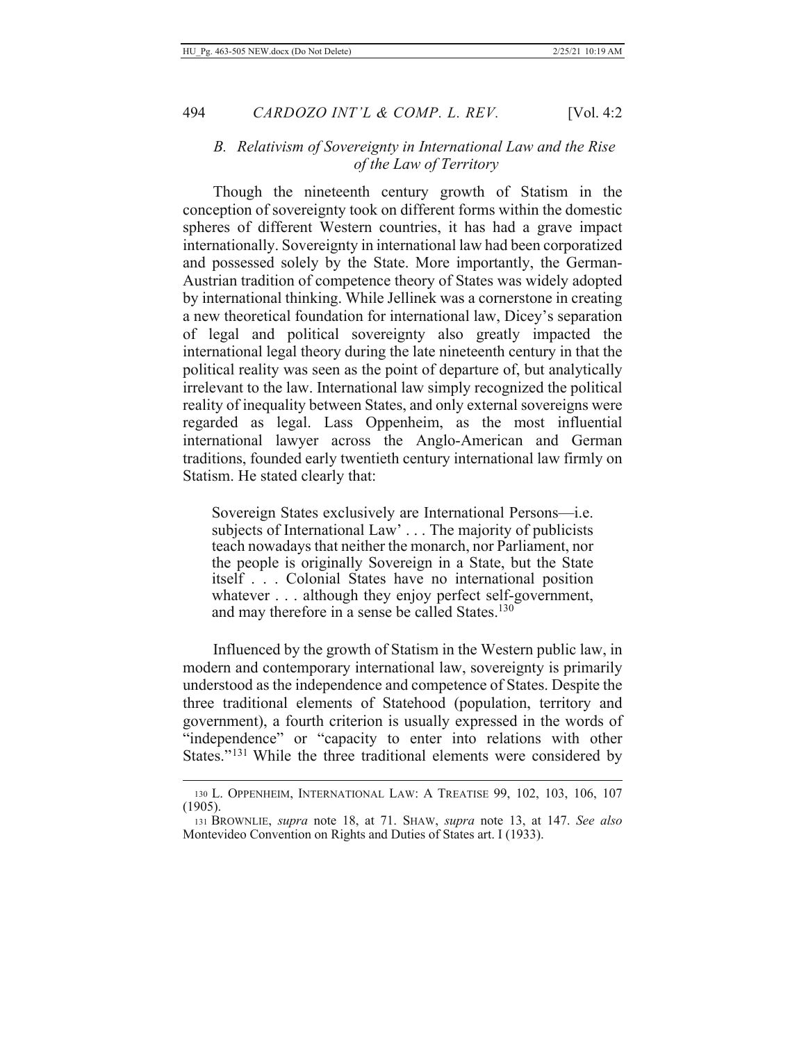### *B. Relativism of Sovereignty in International Law and the Rise of the Law of Territory*

Though the nineteenth century growth of Statism in the conception of sovereignty took on different forms within the domestic spheres of different Western countries, it has had a grave impact internationally. Sovereignty in international law had been corporatized and possessed solely by the State. More importantly, the German-Austrian tradition of competence theory of States was widely adopted by international thinking. While Jellinek was a cornerstone in creating a new theoretical foundation for international law, Dicey's separation of legal and political sovereignty also greatly impacted the international legal theory during the late nineteenth century in that the political reality was seen as the point of departure of, but analytically irrelevant to the law. International law simply recognized the political reality of inequality between States, and only external sovereigns were regarded as legal. Lass Oppenheim, as the most influential international lawyer across the Anglo-American and German traditions, founded early twentieth century international law firmly on Statism. He stated clearly that:

> Sovereign States exclusively are International Persons—i.e. subjects of International Law' . . . The majority of publicists teach nowadays that neither the monarch, nor Parliament, nor the people is originally Sovereign in a State, but the State itself . . . Colonial States have no international position whatever . . . although they enjoy perfect self-government, and may therefore in a sense be called States.[130]

Influenced by the growth of Statism in the Western public law, in modern and contemporary international law, sovereignty is primarily understood as the independence and competence of States. Despite the three traditional elements of Statehood (population, territory and government), a fourth criterion is usually expressed in the words of "independence" or "capacity to enter into relations with other States."[131] While the three traditional elements were considered by

---

130 L. OPPENHEIM, INTERNATIONAL LAW: A TREATISE 99, 102, 103, 106, 107 (1905).

131 BROWNLIE, *supra* note 18, at 71. SHAW, *supra* note 13, at 147. *See also* Montevideo Convention on Rights and Duties of States art. I (1933).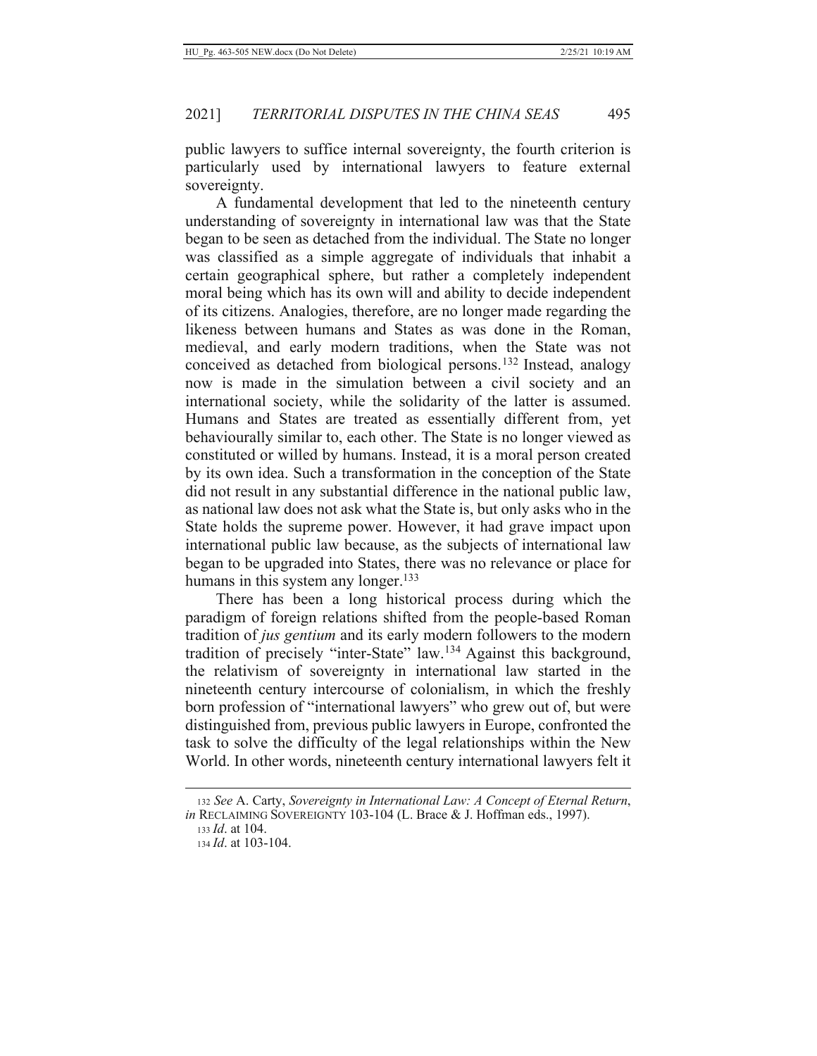public lawyers to suffice internal sovereignty, the fourth criterion is particularly used by international lawyers to feature external sovereignty.

A fundamental development that led to the nineteenth century understanding of sovereignty in international law was that the State began to be seen as detached from the individual. The State no longer was classified as a simple aggregate of individuals that inhabit a certain geographical sphere, but rather a completely independent moral being which has its own will and ability to decide independent of its citizens. Analogies, therefore, are no longer made regarding the likeness between humans and States as was done in the Roman, medieval, and early modern traditions, when the State was not conceived as detached from biological persons.[132] Instead, analogy now is made in the simulation between a civil society and an international society, while the solidarity of the latter is assumed. Humans and States are treated as essentially different from, yet behaviourally similar to, each other. The State is no longer viewed as constituted or willed by humans. Instead, it is a moral person created by its own idea. Such a transformation in the conception of the State did not result in any substantial difference in the national public law, as national law does not ask what the State is, but only asks who in the State holds the supreme power. However, it had grave impact upon international public law because, as the subjects of international law began to be upgraded into States, there was no relevance or place for humans in this system any longer.[133]

There has been a long historical process during which the paradigm of foreign relations shifted from the people-based Roman tradition of *jus gentium* and its early modern followers to the modern tradition of precisely "inter-State" law.[134] Against this background, the relativism of sovereignty in international law started in the nineteenth century intercourse of colonialism, in which the freshly born profession of "international lawyers" who grew out of, but were distinguished from, previous public lawyers in Europe, confronted the task to solve the difficulty of the legal relationships within the New World. In other words, nineteenth century international lawyers felt it

---

132 *See* A. Carty, *Sovereignty in International Law: A Concept of Eternal Return*, *in* RECLAIMING SOVEREIGNTY 103-104 (L. Brace & J. Hoffman eds., 1997).

133 *Id*. at 104.

134 *Id*. at 103-104.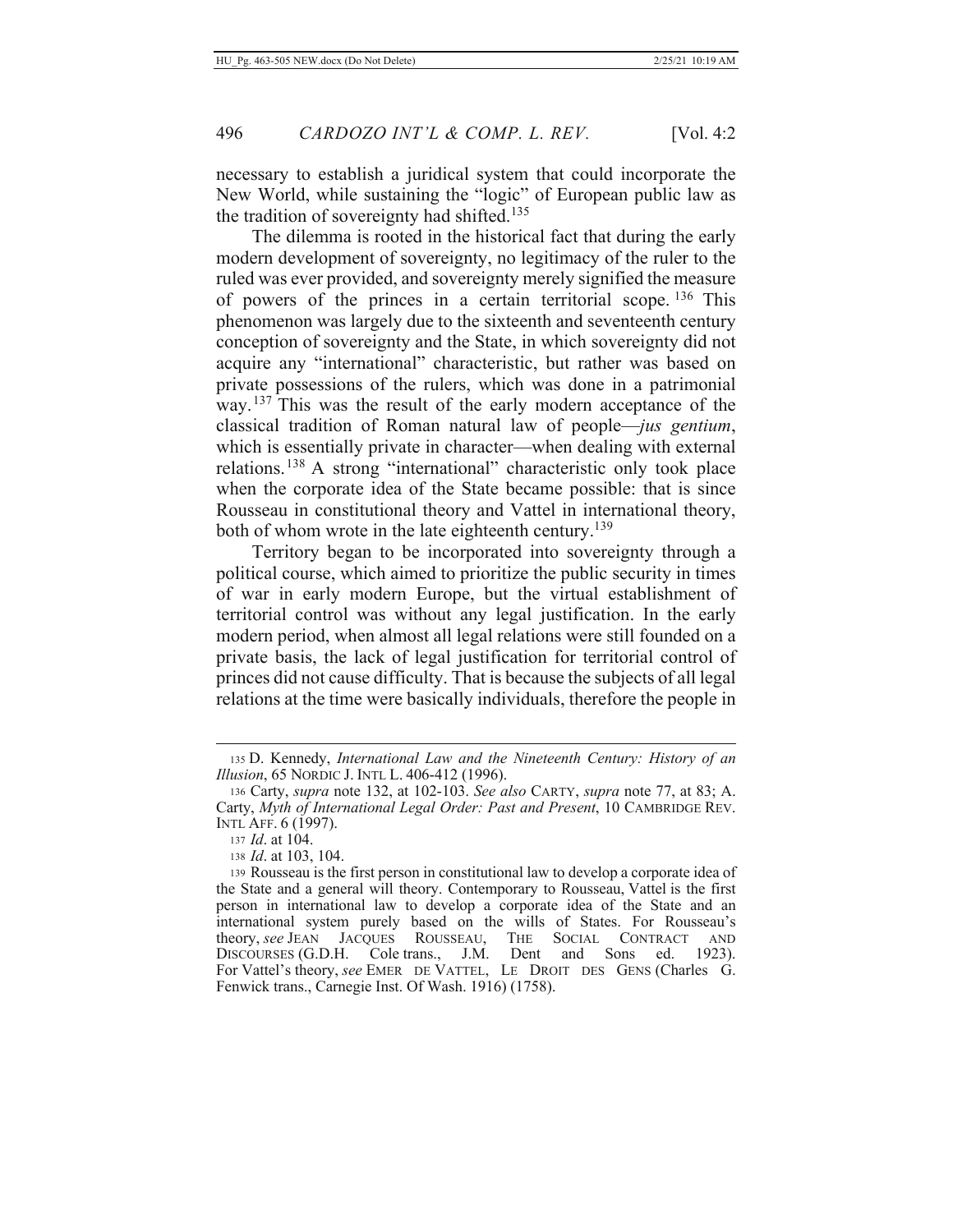necessary to establish a juridical system that could incorporate the New World, while sustaining the "logic" of European public law as the tradition of sovereignty had shifted.[135]

The dilemma is rooted in the historical fact that during the early modern development of sovereignty, no legitimacy of the ruler to the ruled was ever provided, and sovereignty merely signified the measure of powers of the princes in a certain territorial scope.[136] This phenomenon was largely due to the sixteenth and seventeenth century conception of sovereignty and the State, in which sovereignty did not acquire any "international" characteristic, but rather was based on private possessions of the rulers, which was done in a patrimonial way.[137] This was the result of the early modern acceptance of the classical tradition of Roman natural law of people—*jus gentium*, which is essentially private in character—when dealing with external relations.[138] A strong "international" characteristic only took place when the corporate idea of the State became possible: that is since Rousseau in constitutional theory and Vattel in international theory, both of whom wrote in the late eighteenth century.[139]

Territory began to be incorporated into sovereignty through a political course, which aimed to prioritize the public security in times of war in early modern Europe, but the virtual establishment of territorial control was without any legal justification. In the early modern period, when almost all legal relations were still founded on a private basis, the lack of legal justification for territorial control of princes did not cause difficulty. That is because the subjects of all legal relations at the time were basically individuals, therefore the people in

---

135 D. Kennedy, *International Law and the Nineteenth Century: History of an Illusion*, 65 NORDIC J. INTL L. 406-412 (1996).

136 Carty, *supra* note 132, at 102-103. *See also* CARTY, *supra* note 77, at 83; A. Carty, *Myth of International Legal Order: Past and Present*, 10 CAMBRIDGE REV. INTL AFF. 6 (1997).

137 *Id*. at 104.

138 *Id*. at 103, 104.

139 Rousseau is the first person in constitutional law to develop a corporate idea of the State and a general will theory. Contemporary to Rousseau, Vattel is the first person in international law to develop a corporate idea of the State and an international system purely based on the wills of States. For Rousseau's theory, *see* JEAN JACQUES ROUSSEAU, THE SOCIAL CONTRACT AND DISCOURSES (G.D.H. Cole trans., J.M. Dent and Sons ed. 1923). For Vattel's theory, *see* EMER DE VATTEL, LE DROIT DES GENS (Charles G. Fenwick trans., Carnegie Inst. Of Wash. 1916) (1758).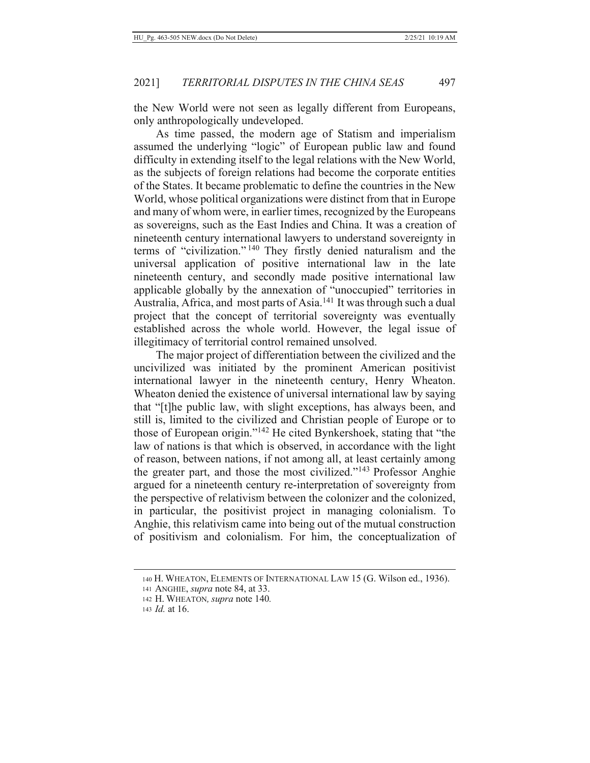the New World were not seen as legally different from Europeans, only anthropologically undeveloped.

As time passed, the modern age of Statism and imperialism assumed the underlying "logic" of European public law and found difficulty in extending itself to the legal relations with the New World, as the subjects of foreign relations had become the corporate entities of the States. It became problematic to define the countries in the New World, whose political organizations were distinct from that in Europe and many of whom were, in earlier times, recognized by the Europeans as sovereigns, such as the East Indies and China. It was a creation of nineteenth century international lawyers to understand sovereignty in terms of "civilization."[140] They firstly denied naturalism and the universal application of positive international law in the late nineteenth century, and secondly made positive international law applicable globally by the annexation of "unoccupied" territories in Australia, Africa, and most parts of Asia.[141] It was through such a dual project that the concept of territorial sovereignty was eventually established across the whole world. However, the legal issue of illegitimacy of territorial control remained unsolved.

The major project of differentiation between the civilized and the uncivilized was initiated by the prominent American positivist international lawyer in the nineteenth century, Henry Wheaton. Wheaton denied the existence of universal international law by saying that "[t]he public law, with slight exceptions, has always been, and still is, limited to the civilized and Christian people of Europe or to those of European origin."[142] He cited Bynkershoek, stating that "the law of nations is that which is observed, in accordance with the light of reason, between nations, if not among all, at least certainly among the greater part, and those the most civilized."[143] Professor Anghie argued for a nineteenth century re-interpretation of sovereignty from the perspective of relativism between the colonizer and the colonized, in particular, the positivist project in managing colonialism. To Anghie, this relativism came into being out of the mutual construction of positivism and colonialism. For him, the conceptualization of

---

140 H. WHEATON, ELEMENTS OF INTERNATIONAL LAW 15 (G. Wilson ed., 1936).

141 ANGHIE, *supra* note 84, at 33.

142 H. WHEATON, *supra* note 140.

143 *Id.* at 16.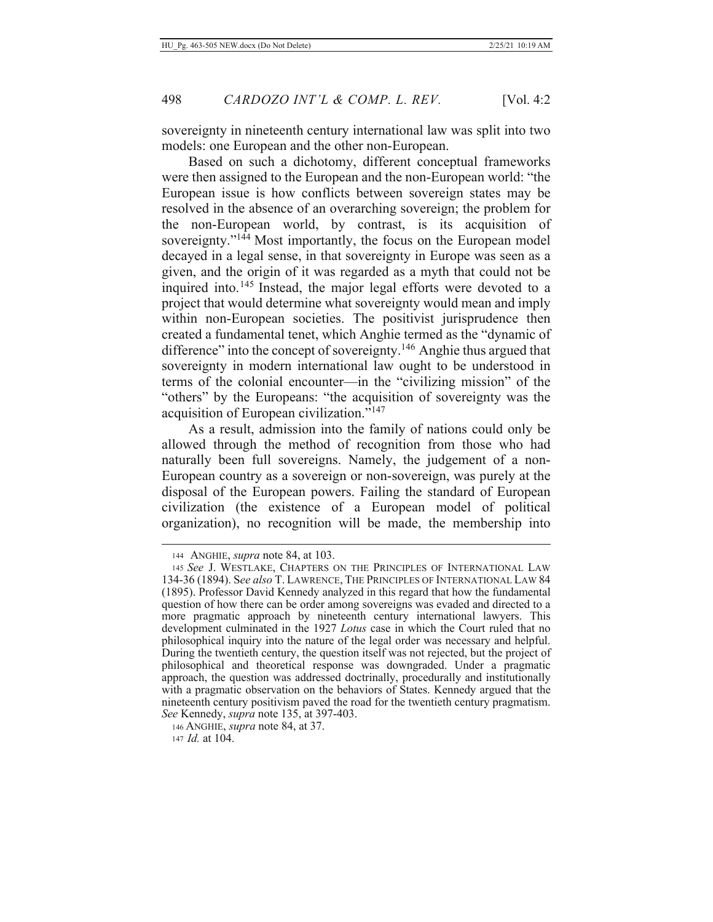sovereignty in nineteenth century international law was split into two models: one European and the other non-European.

Based on such a dichotomy, different conceptual frameworks were then assigned to the European and the non-European world: "the European issue is how conflicts between sovereign states may be resolved in the absence of an overarching sovereign; the problem for the non-European world, by contrast, is its acquisition of sovereignty."[144] Most importantly, the focus on the European model decayed in a legal sense, in that sovereignty in Europe was seen as a given, and the origin of it was regarded as a myth that could not be inquired into.[145] Instead, the major legal efforts were devoted to a project that would determine what sovereignty would mean and imply within non-European societies. The positivist jurisprudence then created a fundamental tenet, which Anghie termed as the "dynamic of difference" into the concept of sovereignty.[146] Anghie thus argued that sovereignty in modern international law ought to be understood in terms of the colonial encounter—in the "civilizing mission" of the "others" by the Europeans: "the acquisition of sovereignty was the acquisition of European civilization."[147]

As a result, admission into the family of nations could only be allowed through the method of recognition from those who had naturally been full sovereigns. Namely, the judgement of a non-European country as a sovereign or non-sovereign, was purely at the disposal of the European powers. Failing the standard of European civilization (the existence of a European model of political organization), no recognition will be made, the membership into

---

144 ANGHIE, *supra* note 84, at 103.

145 *See* J. WESTLAKE, CHAPTERS ON THE PRINCIPLES OF INTERNATIONAL LAW 134-36 (1894). S*ee also* T. LAWRENCE, THE PRINCIPLES OF INTERNATIONAL LAW 84 (1895). Professor David Kennedy analyzed in this regard that how the fundamental question of how there can be order among sovereigns was evaded and directed to a more pragmatic approach by nineteenth century international lawyers. This development culminated in the 1927 *Lotus* case in which the Court ruled that no philosophical inquiry into the nature of the legal order was necessary and helpful. During the twentieth century, the question itself was not rejected, but the project of philosophical and theoretical response was downgraded. Under a pragmatic approach, the question was addressed doctrinally, procedurally and institutionally with a pragmatic observation on the behaviors of States. Kennedy argued that the nineteenth century positivism paved the road for the twentieth century pragmatism. *See* Kennedy, *supra* note 135, at 397-403.

146 ANGHIE, *supra* note 84, at 37.

147 *Id.* at 104.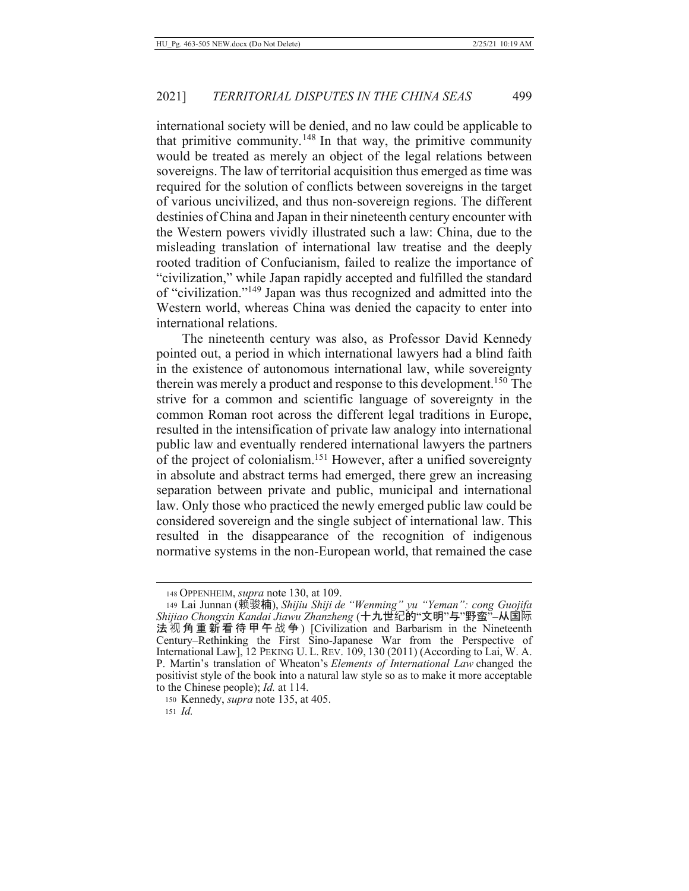international society will be denied, and no law could be applicable to that primitive community.[148] In that way, the primitive community would be treated as merely an object of the legal relations between sovereigns. The law of territorial acquisition thus emerged as time was required for the solution of conflicts between sovereigns in the target of various uncivilized, and thus non-sovereign regions. The different destinies of China and Japan in their nineteenth century encounter with the Western powers vividly illustrated such a law: China, due to the misleading translation of international law treatise and the deeply rooted tradition of Confucianism, failed to realize the importance of "civilization," while Japan rapidly accepted and fulfilled the standard of "civilization."[149] Japan was thus recognized and admitted into the Western world, whereas China was denied the capacity to enter into international relations.

The nineteenth century was also, as Professor David Kennedy pointed out, a period in which international lawyers had a blind faith in the existence of autonomous international law, while sovereignty therein was merely a product and response to this development.[150] The strive for a common and scientific language of sovereignty in the common Roman root across the different legal traditions in Europe, resulted in the intensification of private law analogy into international public law and eventually rendered international lawyers the partners of the project of colonialism.[151] However, after a unified sovereignty in absolute and abstract terms had emerged, there grew an increasing separation between private and public, municipal and international law. Only those who practiced the newly emerged public law could be considered sovereign and the single subject of international law. This resulted in the disappearance of the recognition of indigenous normative systems in the non-European world, that remained the case

---

148 OPPENHEIM, *supra* note 130, at 109.

149 Lai Junnan (赖骏楠), *Shijiu Shiji de "Wenming" yu "Yeman": cong Guojifa Shijiao Chongxin Kandai Jiawu Zhanzheng* (十九世纪的"文明"与"野蛮"–从国际法视角重新看待甲午战争) [Civilization and Barbarism in the Nineteenth Century–Rethinking the First Sino-Japanese War from the Perspective of International Law], 12 PEKING U. L. REV. 109, 130 (2011) (According to Lai, W. A. P. Martin's translation of Wheaton's *Elements of International Law* changed the positivist style of the book into a natural law style so as to make it more acceptable to the Chinese people); *Id.* at 114.

150 Kennedy, *supra* note 135, at 405.

151 *Id.*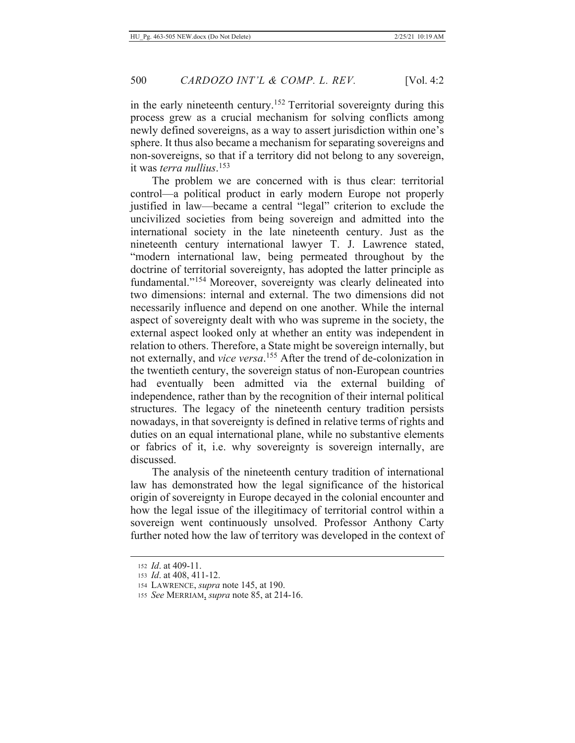in the early nineteenth century.[152] Territorial sovereignty during this process grew as a crucial mechanism for solving conflicts among newly defined sovereigns, as a way to assert jurisdiction within one's sphere. It thus also became a mechanism for separating sovereigns and non-sovereigns, so that if a territory did not belong to any sovereign, it was *terra nullius*.[153]

The problem we are concerned with is thus clear: territorial control—a political product in early modern Europe not properly justified in law—became a central "legal" criterion to exclude the uncivilized societies from being sovereign and admitted into the international society in the late nineteenth century. Just as the nineteenth century international lawyer T. J. Lawrence stated, "modern international law, being permeated throughout by the doctrine of territorial sovereignty, has adopted the latter principle as fundamental."[154] Moreover, sovereignty was clearly delineated into two dimensions: internal and external. The two dimensions did not necessarily influence and depend on one another. While the internal aspect of sovereignty dealt with who was supreme in the society, the external aspect looked only at whether an entity was independent in relation to others. Therefore, a State might be sovereign internally, but not externally, and *vice versa*.[155] After the trend of de-colonization in the twentieth century, the sovereign status of non-European countries had eventually been admitted via the external building of independence, rather than by the recognition of their internal political structures. The legacy of the nineteenth century tradition persists nowadays, in that sovereignty is defined in relative terms of rights and duties on an equal international plane, while no substantive elements or fabrics of it, i.e. why sovereignty is sovereign internally, are discussed.

The analysis of the nineteenth century tradition of international law has demonstrated how the legal significance of the historical origin of sovereignty in Europe decayed in the colonial encounter and how the legal issue of the illegitimacy of territorial control within a sovereign went continuously unsolved. Professor Anthony Carty further noted how the law of territory was developed in the context of

---

152 *Id*. at 409-11.

153 *Id*. at 408, 411-12.

154 LAWRENCE, *supra* note 145, at 190.

155 *See* MERRIAM, *supra* note 85, at 214-16.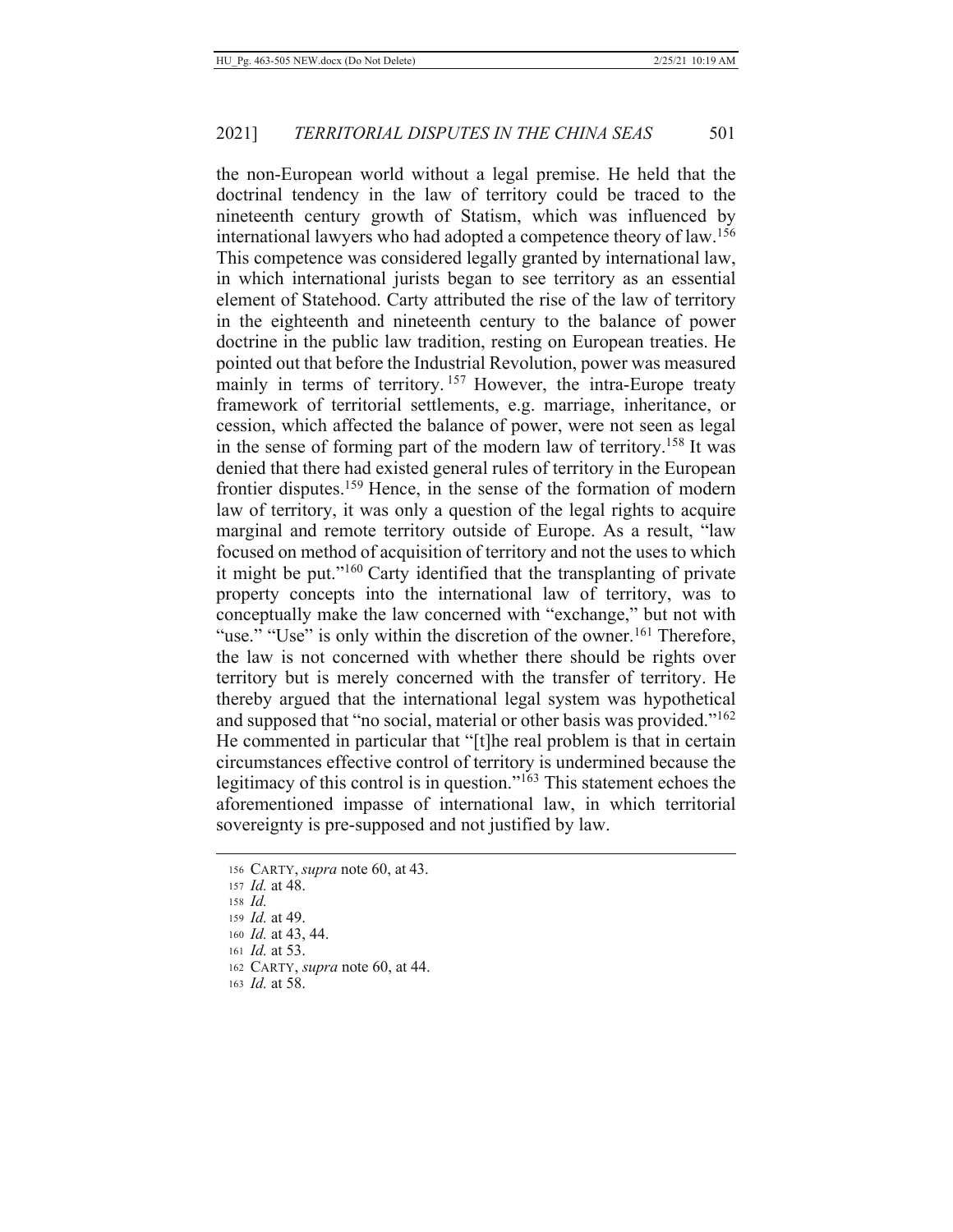the non-European world without a legal premise. He held that the doctrinal tendency in the law of territory could be traced to the nineteenth century growth of Statism, which was influenced by international lawyers who had adopted a competence theory of law.[156] This competence was considered legally granted by international law, in which international jurists began to see territory as an essential element of Statehood. Carty attributed the rise of the law of territory in the eighteenth and nineteenth century to the balance of power doctrine in the public law tradition, resting on European treaties. He pointed out that before the Industrial Revolution, power was measured mainly in terms of territory.[157] However, the intra-Europe treaty framework of territorial settlements, e.g. marriage, inheritance, or cession, which affected the balance of power, were not seen as legal in the sense of forming part of the modern law of territory.[158] It was denied that there had existed general rules of territory in the European frontier disputes.[159] Hence, in the sense of the formation of modern law of territory, it was only a question of the legal rights to acquire marginal and remote territory outside of Europe. As a result, "law focused on method of acquisition of territory and not the uses to which it might be put."[160] Carty identified that the transplanting of private property concepts into the international law of territory, was to conceptually make the law concerned with "exchange," but not with "use." "Use" is only within the discretion of the owner.[161] Therefore, the law is not concerned with whether there should be rights over territory but is merely concerned with the transfer of territory. He thereby argued that the international legal system was hypothetical and supposed that "no social, material or other basis was provided."[162] He commented in particular that "[t]he real problem is that in certain circumstances effective control of territory is undermined because the legitimacy of this control is in question."[163] This statement echoes the aforementioned impasse of international law, in which territorial sovereignty is pre-supposed and not justified by law.

156 CARTY, *supra* note 60, at 43.

157 *Id.* at 48.

158 *Id.*

159 *Id.* at 49.

160 *Id.* at 43, 44.

161 *Id.* at 53.

162 CARTY, *supra* note 60, at 44.

163 *Id.* at 58.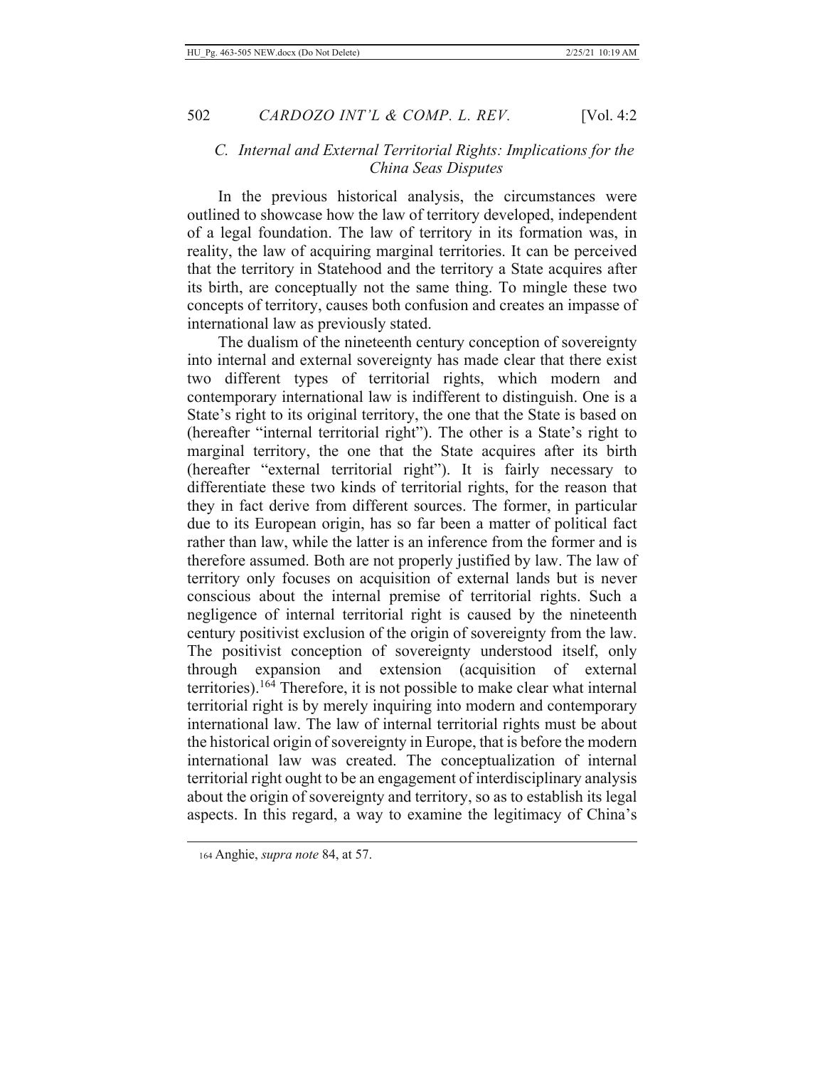### C. *Internal and External Territorial Rights: Implications for the China Seas Disputes*

In the previous historical analysis, the circumstances were outlined to showcase how the law of territory developed, independent of a legal foundation. The law of territory in its formation was, in reality, the law of acquiring marginal territories. It can be perceived that the territory in Statehood and the territory a State acquires after its birth, are conceptually not the same thing. To mingle these two concepts of territory, causes both confusion and creates an impasse of international law as previously stated.

The dualism of the nineteenth century conception of sovereignty into internal and external sovereignty has made clear that there exist two different types of territorial rights, which modern and contemporary international law is indifferent to distinguish. One is a State's right to its original territory, the one that the State is based on (hereafter "internal territorial right"). The other is a State's right to marginal territory, the one that the State acquires after its birth (hereafter "external territorial right"). It is fairly necessary to differentiate these two kinds of territorial rights, for the reason that they in fact derive from different sources. The former, in particular due to its European origin, has so far been a matter of political fact rather than law, while the latter is an inference from the former and is therefore assumed. Both are not properly justified by law. The law of territory only focuses on acquisition of external lands but is never conscious about the internal premise of territorial rights. Such a negligence of internal territorial right is caused by the nineteenth century positivist exclusion of the origin of sovereignty from the law. The positivist conception of sovereignty understood itself, only through expansion and extension (acquisition of external territories).[164] Therefore, it is not possible to make clear what internal territorial right is by merely inquiring into modern and contemporary international law. The law of internal territorial rights must be about the historical origin of sovereignty in Europe, that is before the modern international law was created. The conceptualization of internal territorial right ought to be an engagement of interdisciplinary analysis about the origin of sovereignty and territory, so as to establish its legal aspects. In this regard, a way to examine the legitimacy of China's

164 Anghie, *supra note* 84, at 57.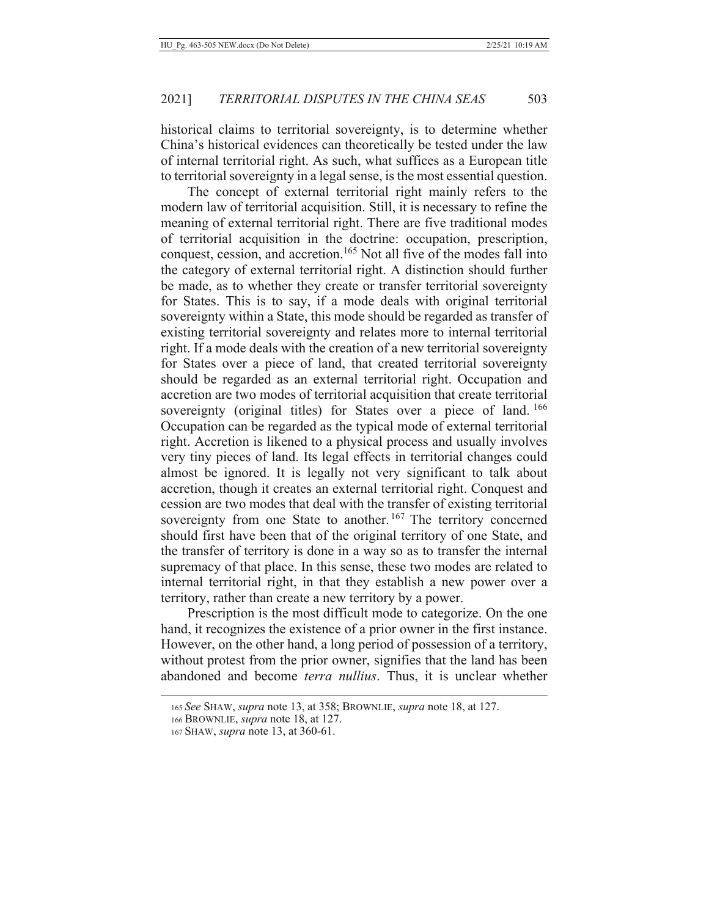historical claims to territorial sovereignty, is to determine whether China's historical evidences can theoretically be tested under the law of internal territorial right. As such, what suffices as a European title to territorial sovereignty in a legal sense, is the most essential question.

The concept of external territorial right mainly refers to the modern law of territorial acquisition. Still, it is necessary to refine the meaning of external territorial right. There are five traditional modes of territorial acquisition in the doctrine: occupation, prescription, conquest, cession, and accretion.[165] Not all five of the modes fall into the category of external territorial right. A distinction should further be made, as to whether they create or transfer territorial sovereignty for States. This is to say, if a mode deals with original territorial sovereignty within a State, this mode should be regarded as transfer of existing territorial sovereignty and relates more to internal territorial right. If a mode deals with the creation of a new territorial sovereignty for States over a piece of land, that created territorial sovereignty should be regarded as an external territorial right. Occupation and accretion are two modes of territorial acquisition that create territorial sovereignty (original titles) for States over a piece of land.[166] Occupation can be regarded as the typical mode of external territorial right. Accretion is likened to a physical process and usually involves very tiny pieces of land. Its legal effects in territorial changes could almost be ignored. It is legally not very significant to talk about accretion, though it creates an external territorial right. Conquest and cession are two modes that deal with the transfer of existing territorial sovereignty from one State to another.[167] The territory concerned should first have been that of the original territory of one State, and the transfer of territory is done in a way so as to transfer the internal supremacy of that place. In this sense, these two modes are related to internal territorial right, in that they establish a new power over a territory, rather than create a new territory by a power.

Prescription is the most difficult mode to categorize. On the one hand, it recognizes the existence of a prior owner in the first instance. However, on the other hand, a long period of possession of a territory, without protest from the prior owner, signifies that the land has been abandoned and become *terra nullius*. Thus, it is unclear whether

---

165 *See* SHAW, *supra* note 13, at 358; BROWNLIE, *supra* note 18, at 127.

166 BROWNLIE, *supra* note 18, at 127.

167 SHAW, *supra* note 13, at 360-61.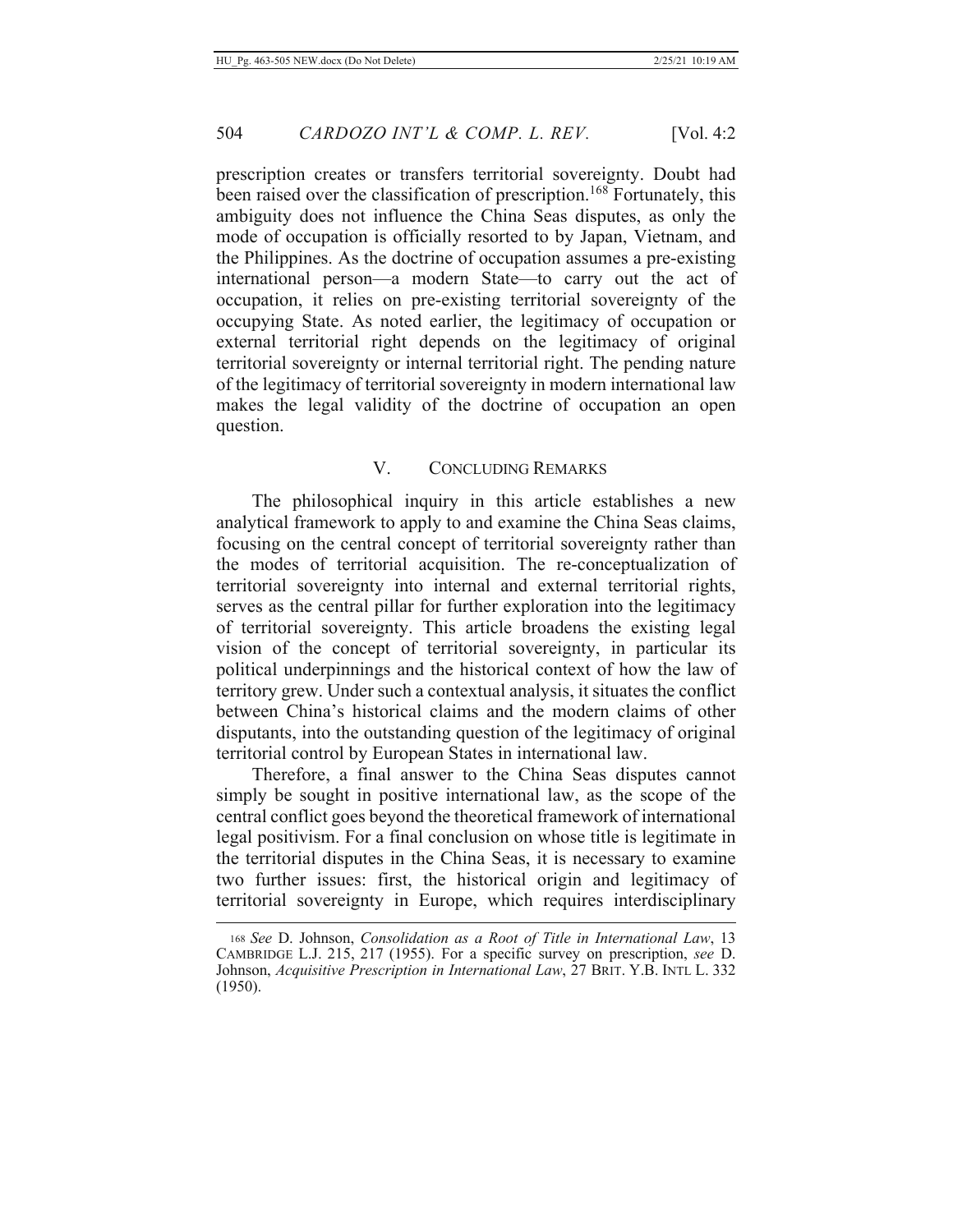prescription creates or transfers territorial sovereignty. Doubt had been raised over the classification of prescription.[168] Fortunately, this ambiguity does not influence the China Seas disputes, as only the mode of occupation is officially resorted to by Japan, Vietnam, and the Philippines. As the doctrine of occupation assumes a pre-existing international person—a modern State—to carry out the act of occupation, it relies on pre-existing territorial sovereignty of the occupying State. As noted earlier, the legitimacy of occupation or external territorial right depends on the legitimacy of original territorial sovereignty or internal territorial right. The pending nature of the legitimacy of territorial sovereignty in modern international law makes the legal validity of the doctrine of occupation an open question.

## V. CONCLUDING REMARKS

The philosophical inquiry in this article establishes a new analytical framework to apply to and examine the China Seas claims, focusing on the central concept of territorial sovereignty rather than the modes of territorial acquisition. The re-conceptualization of territorial sovereignty into internal and external territorial rights, serves as the central pillar for further exploration into the legitimacy of territorial sovereignty. This article broadens the existing legal vision of the concept of territorial sovereignty, in particular its political underpinnings and the historical context of how the law of territory grew. Under such a contextual analysis, it situates the conflict between China's historical claims and the modern claims of other disputants, into the outstanding question of the legitimacy of original territorial control by European States in international law.

Therefore, a final answer to the China Seas disputes cannot simply be sought in positive international law, as the scope of the central conflict goes beyond the theoretical framework of international legal positivism. For a final conclusion on whose title is legitimate in the territorial disputes in the China Seas, it is necessary to examine two further issues: first, the historical origin and legitimacy of territorial sovereignty in Europe, which requires interdisciplinary

---

168 *See* D. Johnson, *Consolidation as a Root of Title in International Law*, 13 CAMBRIDGE L.J. 215, 217 (1955). For a specific survey on prescription, *see* D. Johnson, *Acquisitive Prescription in International Law*, 27 BRIT. Y.B. INTL L. 332 (1950).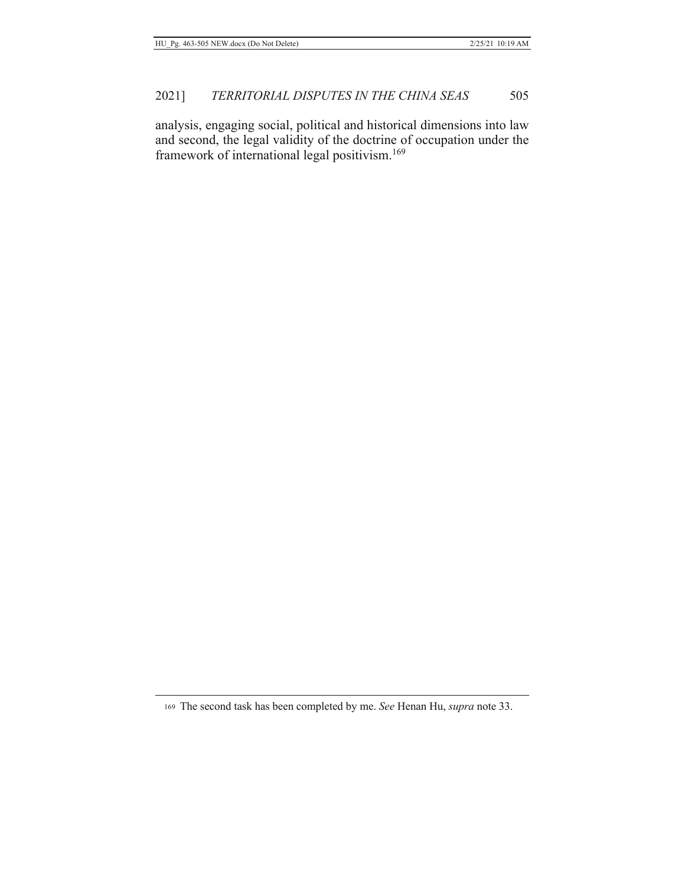analysis, engaging social, political and historical dimensions into law and second, the legal validity of the doctrine of occupation under the framework of international legal positivism.[169]

169 The second task has been completed by me. *See* Henan Hu, *supra* note 33.